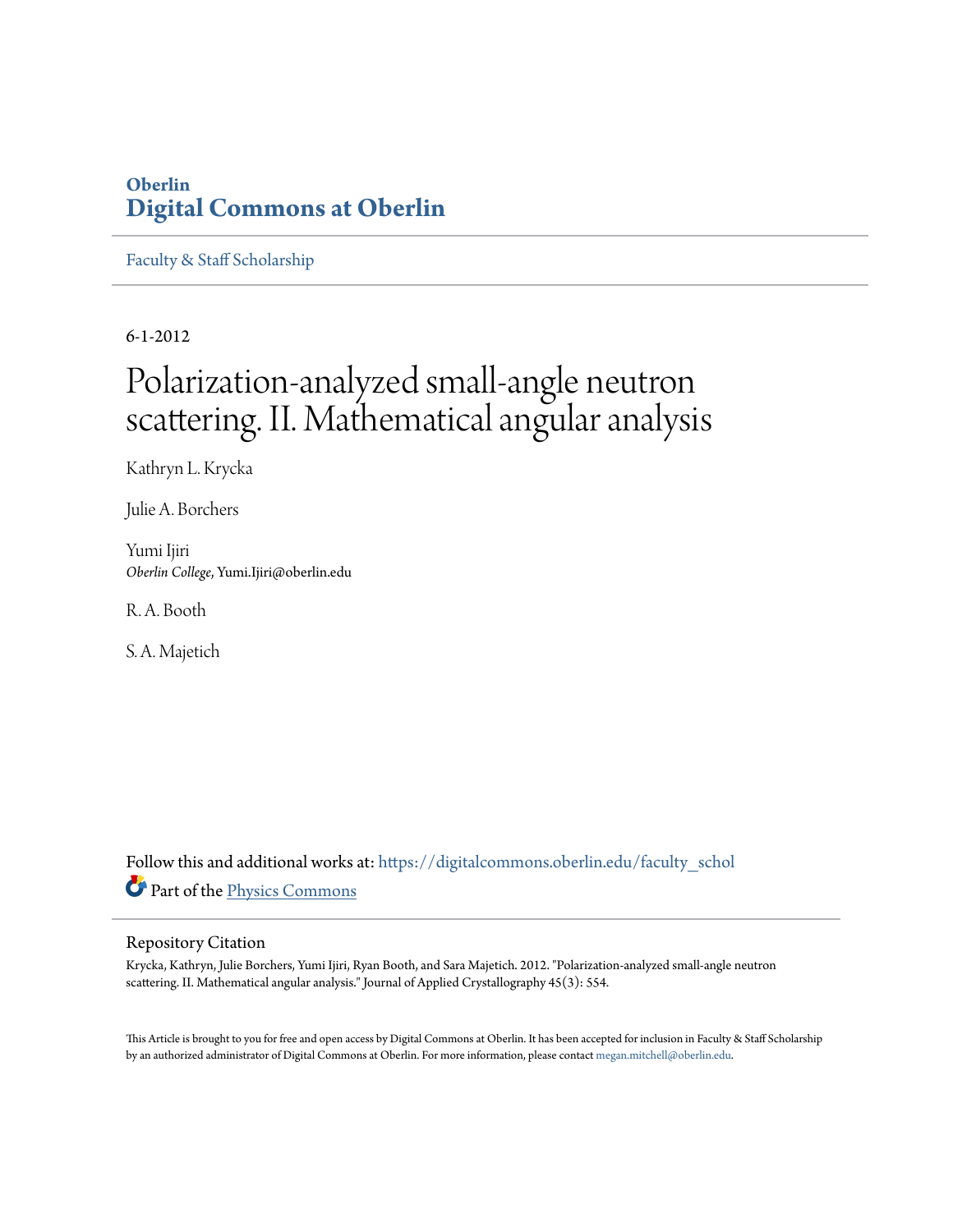Oberlin

**Digital Commons at Oberlin**

Faculty & Staff Scholarship

6-1-2012

# Polarization-analyzed small-angle neutron scattering. II. Mathematical angular analysis

Kathryn L. Krycka

Julie A. Borchers

Yumi Ijiri
*Oberlin College*, Yumi.Ijiri@oberlin.edu

R. A. Booth

S. A. Majetich

Follow this and additional works at: https://digitalcommons.oberlin.edu/faculty_schol

Part of the Physics Commons

## Repository Citation

Krycka, Kathryn, Julie Borchers, Yumi Ijiri, Ryan Booth, and Sara Majetich. 2012. "Polarization-analyzed small-angle neutron scattering. II. Mathematical angular analysis." Journal of Applied Crystallography 45(3): 554.

This Article is brought to you for free and open access by Digital Commons at Oberlin. It has been accepted for inclusion in Faculty & Staff Scholarship by an authorized administrator of Digital Commons at Oberlin. For more information, please contact megan.mitchell@oberlin.edu.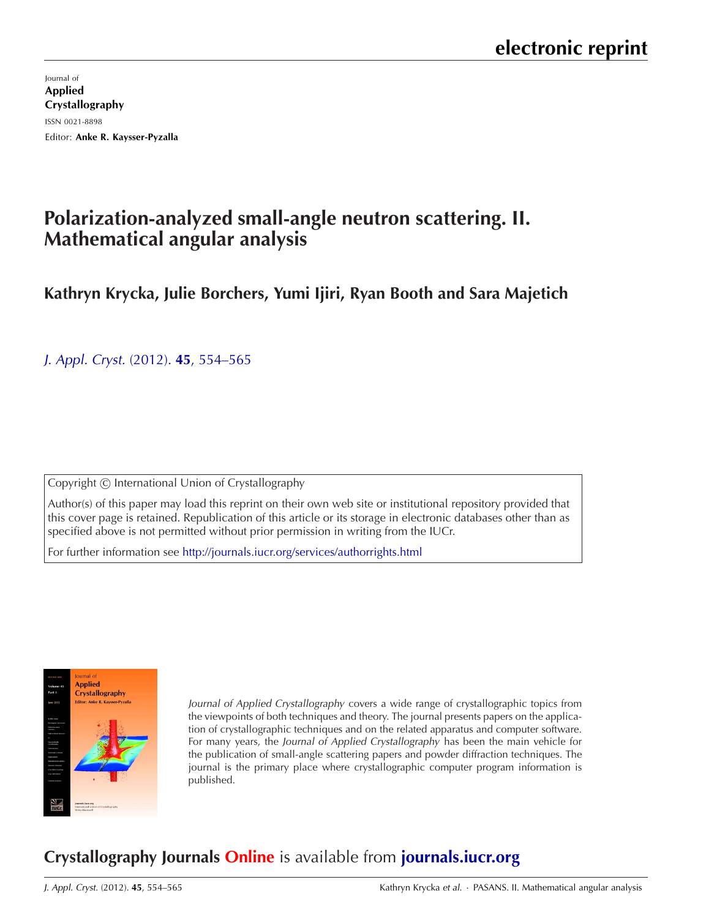# electronic reprint

Journal of
**Applied Crystallography**
ISSN 0021-8898
Editor: **Anke R. Kaysser-Pyzalla**

# Polarization-analyzed small-angle neutron scattering. II. Mathematical angular analysis

**Kathryn Krycka, Julie Borchers, Yumi Ijiri, Ryan Booth and Sara Majetich**

*J. Appl. Cryst.* (2012). **45**, 554–565

Copyright © International Union of Crystallography

Author(s) of this paper may load this reprint on their own web site or institutional repository provided that this cover page is retained. Republication of this article or its storage in electronic databases other than as specified above is not permitted without prior permission in writing from the IUCr.

For further information see http://journals.iucr.org/services/authorrights.html

*Journal of Applied Crystallography* covers a wide range of crystallographic topics from the viewpoints of both techniques and theory. The journal presents papers on the application of crystallographic techniques and on the related apparatus and computer software. For many years, the *Journal of Applied Crystallography* has been the main vehicle for the publication of small-angle scattering papers and powder diffraction techniques. The journal is the primary place where crystallographic computer program information is published.

## Crystallography Journals Online is available from journals.iucr.org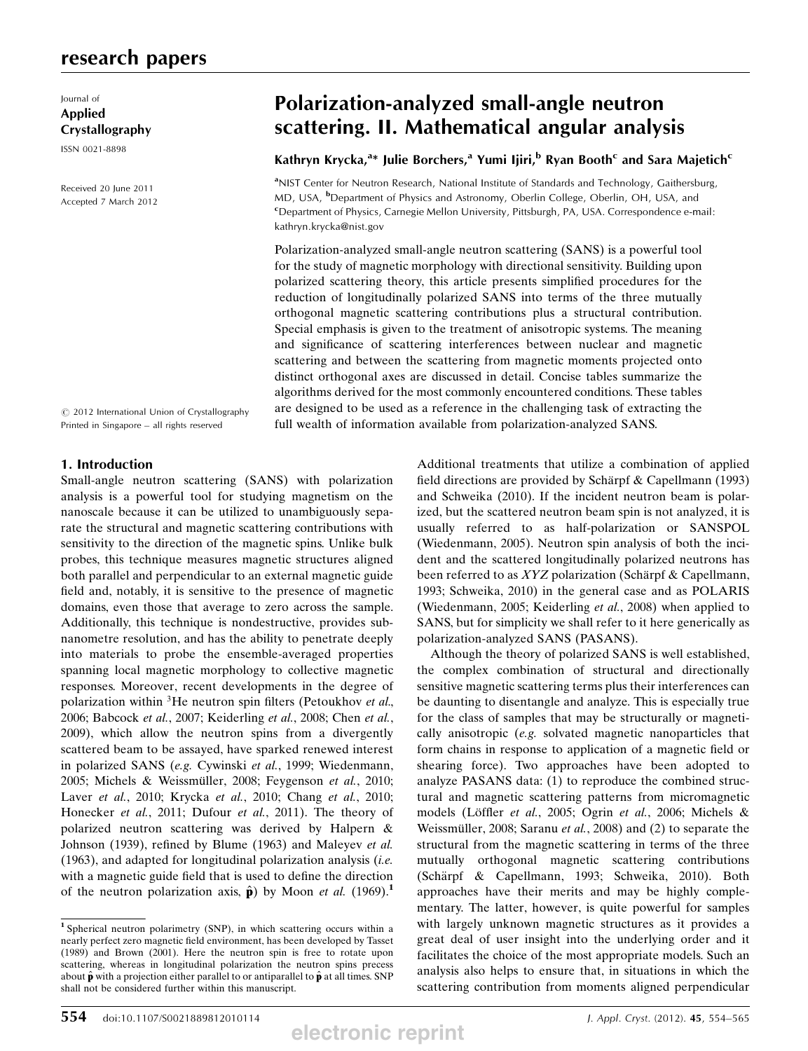# Polarization-analyzed small-angle neutron scattering. II. Mathematical angular analysis

**Kathryn Krycka,[a]* Julie Borchers,[a] Yumi Ijiri,[b] Ryan Booth[c] and Sara Majetich[c]**

[a]NIST Center for Neutron Research, National Institute of Standards and Technology, Gaithersburg, MD, USA, [b]Department of Physics and Astronomy, Oberlin College, Oberlin, OH, USA, and [c]Department of Physics, Carnegie Mellon University, Pittsburgh, PA, USA. Correspondence e-mail: kathryn.krycka@nist.gov

Journal of Applied Crystallography

ISSN 0021-8898

Received 20 June 2011

Accepted 7 March 2012

© 2012 International Union of Crystallography

Printed in Singapore – all rights reserved

Polarization-analyzed small-angle neutron scattering (SANS) is a powerful tool for the study of magnetic morphology with directional sensitivity. Building upon polarized scattering theory, this article presents simplified procedures for the reduction of longitudinally polarized SANS into terms of the three mutually orthogonal magnetic scattering contributions plus a structural contribution. Special emphasis is given to the treatment of anisotropic systems. The meaning and significance of scattering interferences between nuclear and magnetic scattering and between the scattering from magnetic moments projected onto distinct orthogonal axes are discussed in detail. Concise tables summarize the algorithms derived for the most commonly encountered conditions. These tables are designed to be used as a reference in the challenging task of extracting the full wealth of information available from polarization-analyzed SANS.

## 1. Introduction

Small-angle neutron scattering (SANS) with polarization analysis is a powerful tool for studying magnetism on the nanoscale because it can be utilized to unambiguously separate the structural and magnetic scattering contributions with sensitivity to the direction of the magnetic spins. Unlike bulk probes, this technique measures magnetic structures aligned both parallel and perpendicular to an external magnetic guide field and, notably, it is sensitive to the presence of magnetic domains, even those that average to zero across the sample. Additionally, this technique is nondestructive, provides sub-nanometre resolution, and has the ability to penetrate deeply into materials to probe the ensemble-averaged properties spanning local magnetic morphology to collective magnetic responses. Moreover, recent developments in the degree of polarization within $^3$He neutron spin filters (Petoukhov *et al.*, 2006; Babcock *et al.*, 2007; Keiderling *et al.*, 2008; Chen *et al.*, 2009), which allow the neutron spins from a divergently scattered beam to be assayed, have sparked renewed interest in polarized SANS (*e.g.* Cywinski *et al.*, 1999; Wiedenmann, 2005; Michels & Weissmüller, 2008; Feygenson *et al.*, 2010; Laver *et al.*, 2010; Krycka *et al.*, 2010; Chang *et al.*, 2010; Honecker *et al.*, 2011; Dufour *et al.*, 2011). The theory of polarized neutron scattering was derived by Halpern & Johnson (1939), refined by Blume (1963) and Maleyev *et al.* (1963), and adapted for longitudinal polarization analysis (*i.e.* with a magnetic guide field that is used to define the direction of the neutron polarization axis, $\hat{\mathbf{p}}$) by Moon *et al.* (1969).[1]

Additional treatments that utilize a combination of applied field directions are provided by Schärpf & Capellmann (1993) and Schweika (2010). If the incident neutron beam is polarized, but the scattered neutron beam spin is not analyzed, it is usually referred to as half-polarization or SANSPOL (Wiedenmann, 2005). Neutron spin analysis of both the incident and the scattered longitudinally polarized neutrons has been referred to as *XYZ* polarization (Schärpf & Capellmann, 1993; Schweika, 2010) in the general case and as POLARIS (Wiedenmann, 2005; Keiderling *et al.*, 2008) when applied to SANS, but for simplicity we shall refer to it here generically as polarization-analyzed SANS (PASANS).

Although the theory of polarized SANS is well established, the complex combination of structural and directionally sensitive magnetic scattering terms plus their interferences can be daunting to disentangle and analyze. This is especially true for the class of samples that may be structurally or magnetically anisotropic (*e.g.* solvated magnetic nanoparticles that form chains in response to application of a magnetic field or shearing force). Two approaches have been adopted to analyze PASANS data: (1) to reproduce the combined structural and magnetic scattering patterns from micromagnetic models (Löffler *et al.*, 2005; Ogrin *et al.*, 2006; Michels & Weissmüller, 2008; Saranu *et al.*, 2008) and (2) to separate the structural from the magnetic scattering in terms of the three mutually orthogonal magnetic scattering contributions (Schärpf & Capellmann, 1993; Schweika, 2010). Both approaches have their merits and may be highly complementary. The latter, however, is quite powerful for samples with largely unknown magnetic structures as it provides a great deal of user insight into the underlying order and it facilitates the choice of the most appropriate models. Such an analysis also helps to ensure that, in situations in which the scattering contribution from moments aligned perpendicular

[1] Spherical neutron polarimetry (SNP), in which scattering occurs within a nearly perfect zero magnetic field environment, has been developed by Tasset (1989) and Brown (2001). Here the neutron spin is free to rotate upon scattering, whereas in longitudinal polarization the neutron spins precess about $\hat{\mathbf{p}}$ with a projection either parallel to or antiparallel to $\hat{\mathbf{p}}$ at all times. SNP shall not be considered further within this manuscript.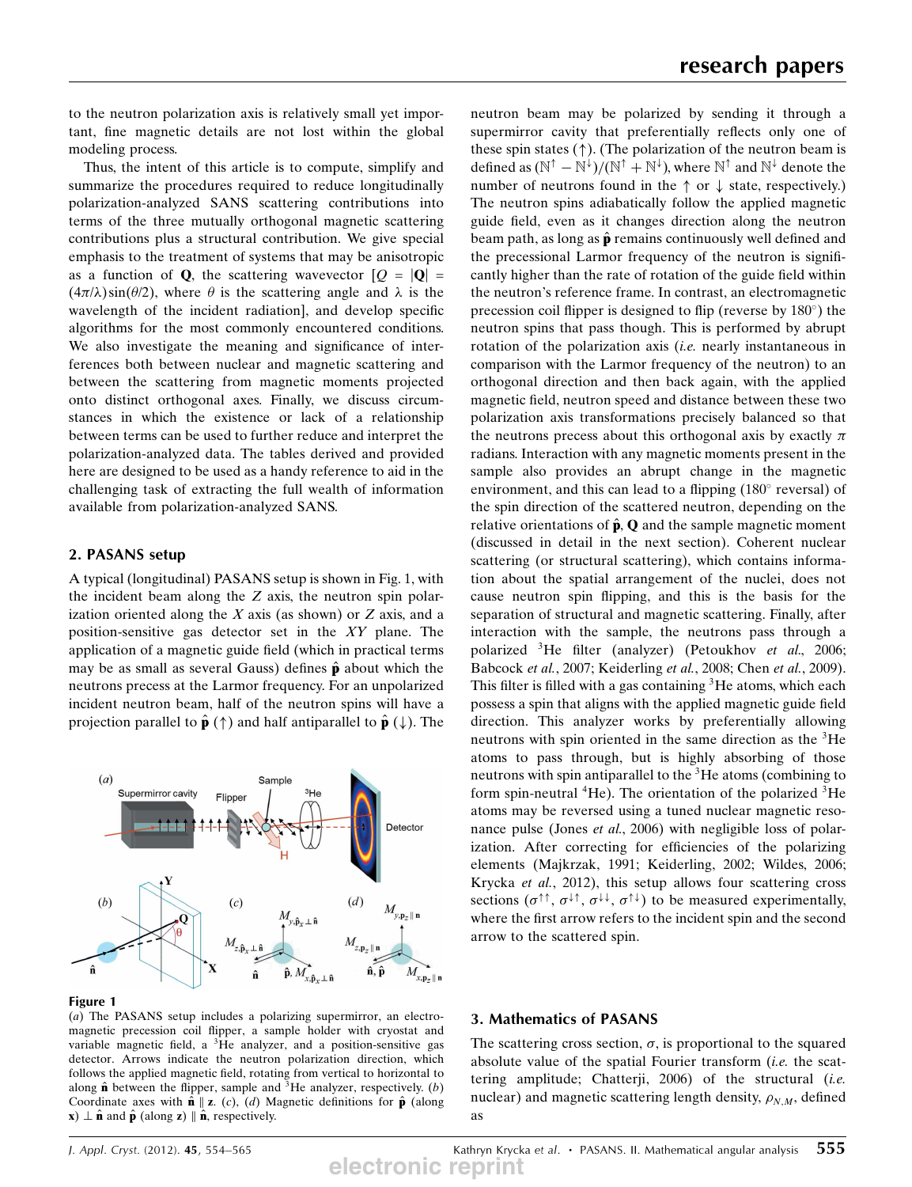to the neutron polarization axis is relatively small yet important, fine magnetic details are not lost within the global modeling process.

Thus, the intent of this article is to compute, simplify and summarize the procedures required to reduce longitudinally polarization-analyzed SANS scattering contributions into terms of the three mutually orthogonal magnetic scattering contributions plus a structural contribution. We give special emphasis to the treatment of systems that may be anisotropic as a function of $\mathbf{Q}$, the scattering wavevector [$Q = |\mathbf{Q}| = (4\pi/\lambda)\sin(\theta/2)$, where $\theta$ is the scattering angle and $\lambda$ is the wavelength of the incident radiation], and develop specific algorithms for the most commonly encountered conditions. We also investigate the meaning and significance of interferences both between nuclear and magnetic scattering and between the scattering from magnetic moments projected onto distinct orthogonal axes. Finally, we discuss circumstances in which the existence or lack of a relationship between terms can be used to further reduce and interpret the polarization-analyzed data. The tables derived and provided here are designed to be used as a handy reference to aid in the challenging task of extracting the full wealth of information available from polarization-analyzed SANS.

## 2. PASANS setup

A typical (longitudinal) PASANS setup is shown in Fig. 1, with the incident beam along the $Z$ axis, the neutron spin polarization oriented along the $X$ axis (as shown) or $Z$ axis, and a position-sensitive gas detector set in the $XY$ plane. The application of a magnetic guide field (which in practical terms may be as small as several Gauss) defines $\hat{\mathbf{p}}$ about which the neutrons precess at the Larmor frequency. For an unpolarized incident neutron beam, half of the neutron spins will have a projection parallel to $\hat{\mathbf{p}}$ ($\uparrow$) and half antiparallel to $\hat{\mathbf{p}}$ ($\downarrow$). The neutron beam may be polarized by sending it through a supermirror cavity that preferentially reflects only one of these spin states ($\uparrow$). (The polarization of the neutron beam is defined as $(\mathbb{N}^{\uparrow} - \mathbb{N}^{\downarrow})/(\mathbb{N}^{\uparrow} + \mathbb{N}^{\downarrow})$, where $\mathbb{N}^{\uparrow}$ and $\mathbb{N}^{\downarrow}$ denote the number of neutrons found in the $\uparrow$ or $\downarrow$ state, respectively.) The neutron spins adiabatically follow the applied magnetic guide field, even as it changes direction along the neutron beam path, as long as $\hat{\mathbf{p}}$ remains continuously well defined and the precessional Larmor frequency of the neutron is significantly higher than the rate of rotation of the guide field within the neutron's reference frame. In contrast, an electromagnetic precession coil flipper is designed to flip (reverse by 180°) the neutron spins that pass though. This is performed by abrupt rotation of the polarization axis (*i.e.* nearly instantaneous in comparison with the Larmor frequency of the neutron) to an orthogonal direction and then back again, with the applied magnetic field, neutron speed and distance between these two polarization axis transformations precisely balanced so that the neutrons precess about this orthogonal axis by exactly $\pi$ radians. Interaction with any magnetic moments present in the sample also provides an abrupt change in the magnetic environment, and this can lead to a flipping (180° reversal) of the spin direction of the scattered neutron, depending on the relative orientations of $\hat{\mathbf{p}}$, $\mathbf{Q}$ and the sample magnetic moment (discussed in detail in the next section). Coherent nuclear scattering (or structural scattering), which contains information about the spatial arrangement of the nuclei, does not cause neutron spin flipping, and this is the basis for the separation of structural and magnetic scattering. Finally, after interaction with the sample, the neutrons pass through a polarized $^3$He filter (analyzer) (Petoukhov *et al.*, 2006; Babcock *et al.*, 2007; Keiderling *et al.*, 2008; Chen *et al.*, 2009). This filter is filled with a gas containing $^3$He atoms, which each possess a spin that aligns with the applied magnetic guide field direction. This analyzer works by preferentially allowing neutrons with spin oriented in the same direction as the $^3$He atoms to pass through, but is highly absorbing of those neutrons with spin antiparallel to the $^3$He atoms (combining to form spin-neutral $^4$He). The orientation of the polarized $^3$He atoms may be reversed using a tuned nuclear magnetic resonance pulse (Jones *et al.*, 2006) with negligible loss of polarization. After correcting for efficiencies of the polarizing elements (Majkrzak, 1991; Keiderling, 2002; Wildes, 2006; Krycka *et al.*, 2012), this setup allows four scattering cross sections ($\sigma^{\uparrow\uparrow}$, $\sigma^{\downarrow\uparrow}$, $\sigma^{\downarrow\downarrow}$, $\sigma^{\uparrow\downarrow}$) to be measured experimentally, where the first arrow refers to the incident spin and the second arrow to the scattered spin.

**Figure 1**
(*a*) The PASANS setup includes a polarizing supermirror, an electromagnetic precession coil flipper, a sample holder with cryostat and variable magnetic field, a $^3$He analyzer, and a position-sensitive gas detector. Arrows indicate the neutron polarization direction, which follows the applied magnetic field, rotating from vertical to horizontal to along $\hat{\mathbf{n}}$ between the flipper, sample and $^3$He analyzer, respectively. (*b*) Coordinate axes with $\hat{\mathbf{n}} \parallel \mathbf{z}$. (*c*), (*d*) Magnetic definitions for $\hat{\mathbf{p}}$ (along $\mathbf{x}$) $\perp \hat{\mathbf{n}}$ and $\hat{\mathbf{p}}$ (along $\mathbf{z}$) $\parallel \hat{\mathbf{n}}$, respectively.

## 3. Mathematics of PASANS

The scattering cross section, $\sigma$, is proportional to the squared absolute value of the spatial Fourier transform (*i.e.* the scattering amplitude; Chatterji, 2006) of the structural (*i.e.* nuclear) and magnetic scattering length density, $\rho_{N,M}$, defined as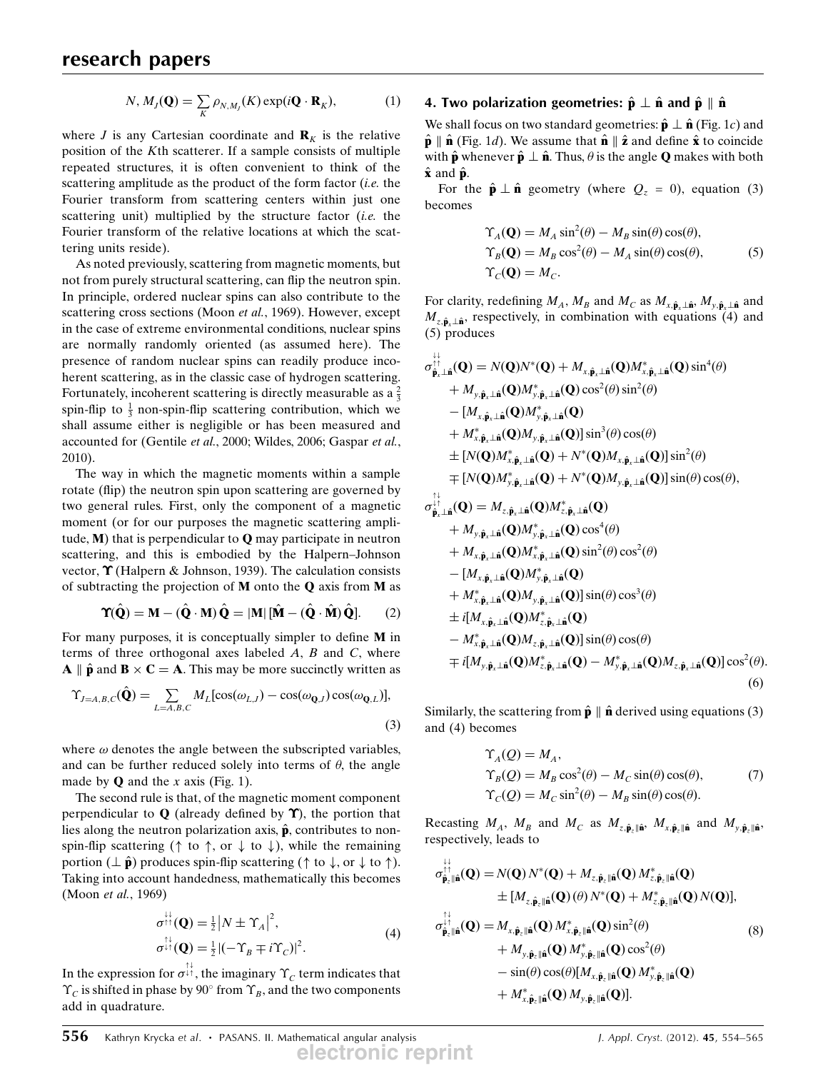$$N, M_J(\mathbf{Q}) = \sum_K \rho_{N,M_J}(K) \exp(i\mathbf{Q}\cdot\mathbf{R}_K), \tag{1}$$

where $J$ is any Cartesian coordinate and $\mathbf{R}_K$ is the relative position of the $K$th scatterer. If a sample consists of multiple repeated structures, it is often convenient to think of the scattering amplitude as the product of the form factor (*i.e.* the Fourier transform from scattering centers within just one scattering unit) multiplied by the structure factor (*i.e.* the Fourier transform of the relative locations at which the scattering units reside).

As noted previously, scattering from magnetic moments, but not from purely structural scattering, can flip the neutron spin. In principle, ordered nuclear spins can also contribute to the scattering cross sections (Moon *et al.*, 1969). However, except in the case of extreme environmental conditions, nuclear spins are normally randomly oriented (as assumed here). The presence of random nuclear spins can readily produce incoherent scattering, as in the classic case of hydrogen scattering. Fortunately, incoherent scattering is directly measurable as a $\frac{2}{3}$ spin-flip to $\frac{1}{3}$ non-spin-flip scattering contribution, which we shall assume either is negligible or has been measured and accounted for (Gentile *et al.*, 2000; Wildes, 2006; Gaspar *et al.*, 2010).

The way in which the magnetic moments within a sample rotate (flip) the neutron spin upon scattering are governed by two general rules. First, only the component of a magnetic moment (or for our purposes the magnetic scattering amplitude, $\mathbf{M}$) that is perpendicular to $\mathbf{Q}$ may participate in neutron scattering, and this is embodied by the Halpern–Johnson vector, $\boldsymbol{\Upsilon}$ (Halpern & Johnson, 1939). The calculation consists of subtracting the projection of $\mathbf{M}$ onto the $\mathbf{Q}$ axis from $\mathbf{M}$ as

$$\boldsymbol{\Upsilon}(\hat{\mathbf{Q}}) = \mathbf{M} - (\hat{\mathbf{Q}}\cdot\mathbf{M})\,\hat{\mathbf{Q}} = |\mathbf{M}|\,[\hat{\mathbf{M}} - (\hat{\mathbf{Q}}\cdot\hat{\mathbf{M}})\,\hat{\mathbf{Q}}]. \tag{2}$$

For many purposes, it is conceptually simpler to define $\mathbf{M}$ in terms of three orthogonal axes labeled $A$, $B$ and $C$, where $\mathbf{A} \parallel \hat{\mathbf{p}}$ and $\mathbf{B}\times\mathbf{C} = \mathbf{A}$. This may be more succinctly written as

$$\Upsilon_{J=A,B,C}(\hat{\mathbf{Q}}) = \sum_{L=A,B,C} M_L[\cos(\omega_{L,J}) - \cos(\omega_{\mathbf{Q},J})\cos(\omega_{\mathbf{Q},L})], \tag{3}$$

where $\omega$ denotes the angle between the subscripted variables, and can be further reduced solely into terms of $\theta$, the angle made by $\mathbf{Q}$ and the $x$ axis (Fig. 1).

The second rule is that, of the magnetic moment component perpendicular to $\mathbf{Q}$ (already defined by $\boldsymbol{\Upsilon}$), the portion that lies along the neutron polarization axis, $\hat{\mathbf{p}}$, contributes to non-spin-flip scattering ($\uparrow$ to $\uparrow$, or $\downarrow$ to $\downarrow$), while the remaining portion ($\perp \hat{\mathbf{p}}$) produces spin-flip scattering ($\uparrow$ to $\downarrow$, or $\downarrow$ to $\uparrow$). Taking into account handedness, mathematically this becomes (Moon *et al.*, 1969)

$$\begin{aligned}
\sigma^{\downarrow\downarrow}_{\uparrow\uparrow}(\mathbf{Q}) &= \tfrac{1}{2}\left|N \pm \Upsilon_A\right|^2,\\
\sigma^{\uparrow\downarrow}_{\downarrow\uparrow}(\mathbf{Q}) &= \tfrac{1}{2}\left|(-\Upsilon_B \mp i\Upsilon_C)\right|^2.
\end{aligned} \tag{4}$$

In the expression for $\sigma^{\uparrow\downarrow}_{\downarrow\uparrow}$, the imaginary $\Upsilon_C$ term indicates that $\Upsilon_C$ is shifted in phase by 90° from $\Upsilon_B$, and the two components add in quadrature.

## 4. Two polarization geometries: $\hat{\mathbf{p}} \perp \hat{\mathbf{n}}$ and $\hat{\mathbf{p}} \parallel \hat{\mathbf{n}}$

We shall focus on two standard geometries: $\hat{\mathbf{p}} \perp \hat{\mathbf{n}}$ (Fig. 1*c*) and $\hat{\mathbf{p}} \parallel \hat{\mathbf{n}}$ (Fig. 1*d*). We assume that $\hat{\mathbf{n}} \parallel \hat{\mathbf{z}}$ and define $\hat{\mathbf{x}}$ to coincide with $\hat{\mathbf{p}}$ whenever $\hat{\mathbf{p}} \perp \hat{\mathbf{n}}$. Thus, $\theta$ is the angle $\mathbf{Q}$ makes with both $\hat{\mathbf{x}}$ and $\hat{\mathbf{p}}$.

For the $\hat{\mathbf{p}} \perp \hat{\mathbf{n}}$ geometry (where $Q_z = 0$), equation (3) becomes

$$\begin{aligned}
\Upsilon_A(\mathbf{Q}) &= M_A\sin^2(\theta) - M_B\sin(\theta)\cos(\theta),\\
\Upsilon_B(\mathbf{Q}) &= M_B\cos^2(\theta) - M_A\sin(\theta)\cos(\theta),\\
\Upsilon_C(\mathbf{Q}) &= M_C.
\end{aligned} \tag{5}$$

For clarity, redefining $M_A$, $M_B$ and $M_C$ as $M_{x,\hat{\mathbf{p}}_x\perp\hat{\mathbf{n}}}$, $M_{y,\hat{\mathbf{p}}_x\perp\hat{\mathbf{n}}}$ and $M_{z,\hat{\mathbf{p}}_x\perp\hat{\mathbf{n}}}$, respectively, in combination with equations (4) and (5) produces

$$\begin{aligned}
\sigma^{\downarrow\downarrow}_{\uparrow\uparrow\,\hat{\mathbf{p}}_x\perp\hat{\mathbf{n}}}(\mathbf{Q}) &= N(\mathbf{Q})N^*(\mathbf{Q}) + M_{x,\hat{\mathbf{p}}_x\perp\hat{\mathbf{n}}}(\mathbf{Q})M^*_{x,\hat{\mathbf{p}}_x\perp\hat{\mathbf{n}}}(\mathbf{Q})\sin^4(\theta)\\
&\quad + M_{y,\hat{\mathbf{p}}_x\perp\hat{\mathbf{n}}}(\mathbf{Q})M^*_{y,\hat{\mathbf{p}}_x\perp\hat{\mathbf{n}}}(\mathbf{Q})\cos^2(\theta)\sin^2(\theta)\\
&\quad - [M_{x,\hat{\mathbf{p}}_x\perp\hat{\mathbf{n}}}(\mathbf{Q})M^*_{y,\hat{\mathbf{p}}_x\perp\hat{\mathbf{n}}}(\mathbf{Q})\\
&\quad + M^*_{x,\hat{\mathbf{p}}_x\perp\hat{\mathbf{n}}}(\mathbf{Q})M_{y,\hat{\mathbf{p}}_x\perp\hat{\mathbf{n}}}(\mathbf{Q})]\sin^3(\theta)\cos(\theta)\\
&\quad \pm [N(\mathbf{Q})M^*_{x,\hat{\mathbf{p}}_x\perp\hat{\mathbf{n}}}(\mathbf{Q}) + N^*(\mathbf{Q})M_{x,\hat{\mathbf{p}}_x\perp\hat{\mathbf{n}}}(\mathbf{Q})]\sin^2(\theta)\\
&\quad \mp [N(\mathbf{Q})M^*_{y,\hat{\mathbf{p}}_x\perp\hat{\mathbf{n}}}(\mathbf{Q}) + N^*(\mathbf{Q})M_{y,\hat{\mathbf{p}}_x\perp\hat{\mathbf{n}}}(\mathbf{Q})]\sin(\theta)\cos(\theta),\\
\sigma^{\uparrow\downarrow}_{\downarrow\uparrow\,\hat{\mathbf{p}}_x\perp\hat{\mathbf{n}}}(\mathbf{Q}) &= M_{z,\hat{\mathbf{p}}_x\perp\hat{\mathbf{n}}}(\mathbf{Q})M^*_{z,\hat{\mathbf{p}}_x\perp\hat{\mathbf{n}}}(\mathbf{Q})\\
&\quad + M_{y,\hat{\mathbf{p}}_x\perp\hat{\mathbf{n}}}(\mathbf{Q})M^*_{y,\hat{\mathbf{p}}_x\perp\hat{\mathbf{n}}}(\mathbf{Q})\cos^4(\theta)\\
&\quad + M_{x,\hat{\mathbf{p}}_x\perp\hat{\mathbf{n}}}(\mathbf{Q})M^*_{x,\hat{\mathbf{p}}_x\perp\hat{\mathbf{n}}}(\mathbf{Q})\sin^2(\theta)\cos^2(\theta)\\
&\quad - [M_{x,\hat{\mathbf{p}}_x\perp\hat{\mathbf{n}}}(\mathbf{Q})M^*_{y,\hat{\mathbf{p}}_x\perp\hat{\mathbf{n}}}(\mathbf{Q})\\
&\quad + M^*_{x,\hat{\mathbf{p}}_x\perp\hat{\mathbf{n}}}(\mathbf{Q})M_{y,\hat{\mathbf{p}}_x\perp\hat{\mathbf{n}}}(\mathbf{Q})]\sin(\theta)\cos^3(\theta)\\
&\quad \pm i[M_{x,\hat{\mathbf{p}}_x\perp\hat{\mathbf{n}}}(\mathbf{Q})M^*_{z,\hat{\mathbf{p}}_x\perp\hat{\mathbf{n}}}(\mathbf{Q})\\
&\quad - M^*_{x,\hat{\mathbf{p}}_x\perp\hat{\mathbf{n}}}(\mathbf{Q})M_{z,\hat{\mathbf{p}}_x\perp\hat{\mathbf{n}}}(\mathbf{Q})]\sin(\theta)\cos(\theta)\\
&\quad \mp i[M_{y,\hat{\mathbf{p}}_x\perp\hat{\mathbf{n}}}(\mathbf{Q})M^*_{z,\hat{\mathbf{p}}_x\perp\hat{\mathbf{n}}}(\mathbf{Q}) - M^*_{y,\hat{\mathbf{p}}_x\perp\hat{\mathbf{n}}}(\mathbf{Q})M_{z,\hat{\mathbf{p}}_x\perp\hat{\mathbf{n}}}(\mathbf{Q})]\cos^2(\theta).
\end{aligned} \tag{6}$$

Similarly, the scattering from $\hat{\mathbf{p}} \parallel \hat{\mathbf{n}}$ derived using equations (3) and (4) becomes

$$\begin{aligned}
\Upsilon_A(Q) &= M_A,\\
\Upsilon_B(Q) &= M_B\cos^2(\theta) - M_C\sin(\theta)\cos(\theta),\\
\Upsilon_C(Q) &= M_C\sin^2(\theta) - M_B\sin(\theta)\cos(\theta).
\end{aligned} \tag{7}$$

Recasting $M_A$, $M_B$ and $M_C$ as $M_{z,\hat{\mathbf{p}}_z\parallel\hat{\mathbf{n}}}$, $M_{x,\hat{\mathbf{p}}_z\parallel\hat{\mathbf{n}}}$ and $M_{y,\hat{\mathbf{p}}_z\parallel\hat{\mathbf{n}}}$, respectively, leads to

$$\begin{aligned}
\sigma^{\downarrow\downarrow}_{\uparrow\uparrow\,\hat{\mathbf{p}}_z\parallel\hat{\mathbf{n}}}(\mathbf{Q}) &= N(\mathbf{Q})\,N^*(\mathbf{Q}) + M_{z,\hat{\mathbf{p}}_z\parallel\hat{\mathbf{n}}}(\mathbf{Q})\,M^*_{z,\hat{\mathbf{p}}_z\parallel\hat{\mathbf{n}}}(\mathbf{Q})\\
&\quad \pm [M_{z,\hat{\mathbf{p}}_z\parallel\hat{\mathbf{n}}}(\mathbf{Q})\,(\theta)\,N^*(\mathbf{Q}) + M^*_{z,\hat{\mathbf{p}}_z\parallel\hat{\mathbf{n}}}(\mathbf{Q})\,N(\mathbf{Q})],\\
\sigma^{\uparrow\downarrow}_{\downarrow\uparrow\,\hat{\mathbf{p}}_z\parallel\hat{\mathbf{n}}}(\mathbf{Q}) &= M_{x,\hat{\mathbf{p}}_z\parallel\hat{\mathbf{n}}}(\mathbf{Q})\,M^*_{x,\hat{\mathbf{p}}_z\parallel\hat{\mathbf{n}}}(\mathbf{Q})\sin^2(\theta)\\
&\quad + M_{y,\hat{\mathbf{p}}_z\parallel\hat{\mathbf{n}}}(\mathbf{Q})\,M^*_{y,\hat{\mathbf{p}}_z\parallel\hat{\mathbf{n}}}(\mathbf{Q})\cos^2(\theta)\\
&\quad - \sin(\theta)\cos(\theta)[M_{x,\hat{\mathbf{p}}_z\parallel\hat{\mathbf{n}}}(\mathbf{Q})\,M^*_{y,\hat{\mathbf{p}}_z\parallel\hat{\mathbf{n}}}(\mathbf{Q})\\
&\quad + M^*_{x,\hat{\mathbf{p}}_z\parallel\hat{\mathbf{n}}}(\mathbf{Q})\,M_{y,\hat{\mathbf{p}}_z\parallel\hat{\mathbf{n}}}(\mathbf{Q})].
\end{aligned} \tag{8}$$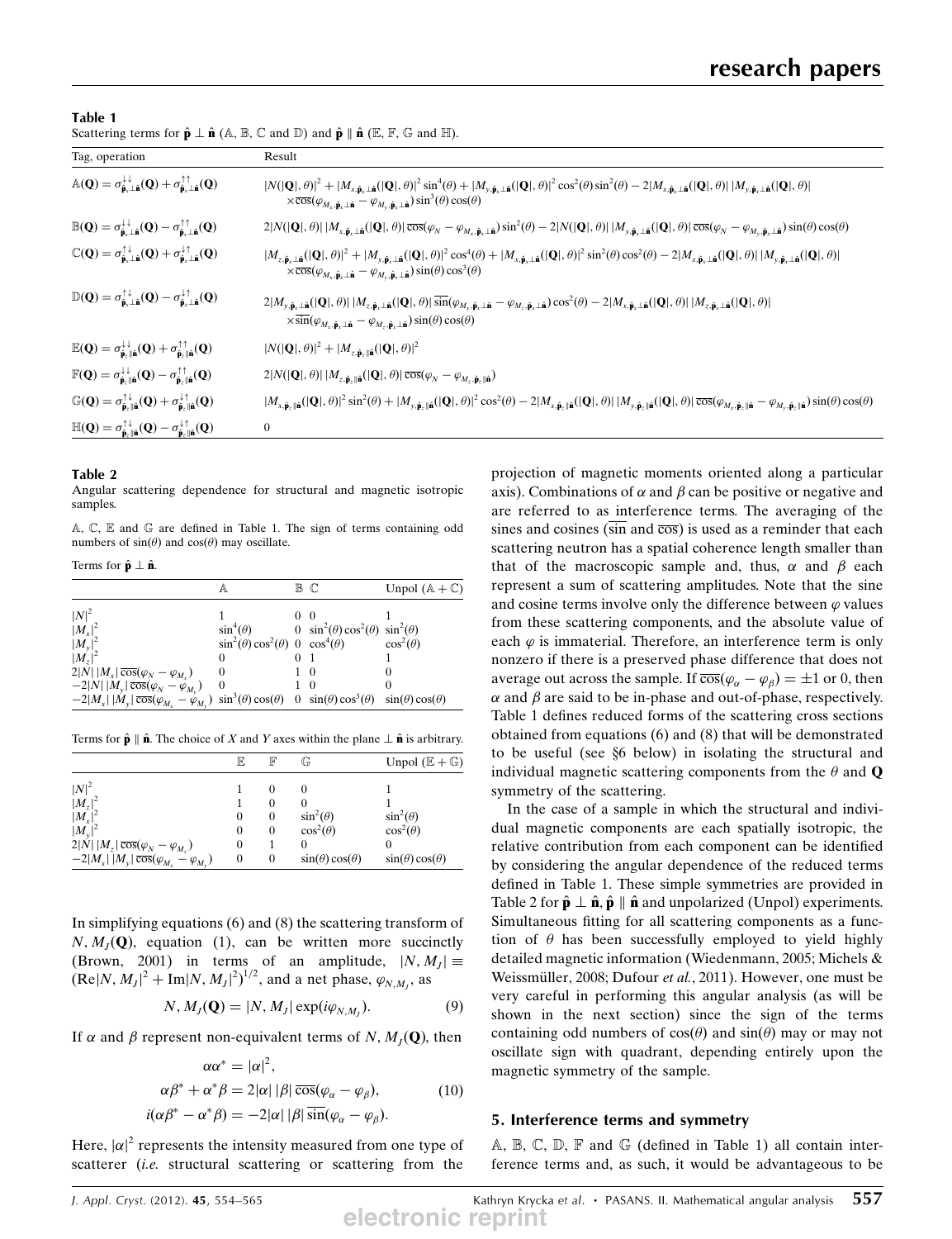**Table 1**
Scattering terms for $\hat{\mathbf{p}} \perp \hat{\mathbf{n}}$ ($\mathbb{A}$, $\mathbb{B}$, $\mathbb{C}$ and $\mathbb{D}$) and $\hat{\mathbf{p}} \parallel \hat{\mathbf{n}}$ ($\mathbb{E}$, $\mathbb{F}$, $\mathbb{G}$ and $\mathbb{H}$).

| Tag, operation | Result |
|---|---|
| $\mathbb{A}(\mathbf{Q}) = \sigma^{\downarrow\downarrow}_{\hat{\mathbf{p}}_x \perp \hat{\mathbf{n}}}(\mathbf{Q}) + \sigma^{\uparrow\uparrow}_{\hat{\mathbf{p}}_x \perp \hat{\mathbf{n}}}(\mathbf{Q})$ | $\lvert N(\lvert\mathbf{Q}\rvert,\theta)\rvert^2 + \lvert M_{x,\hat{\mathbf{p}}_x\perp\hat{\mathbf{n}}}(\lvert\mathbf{Q}\rvert,\theta)\rvert^2 \sin^4(\theta) + \lvert M_{y,\hat{\mathbf{p}}_x\perp\hat{\mathbf{n}}}(\lvert\mathbf{Q}\rvert,\theta)\rvert^2 \cos^2(\theta)\sin^2(\theta) - 2\lvert M_{x,\hat{\mathbf{p}}_x\perp\hat{\mathbf{n}}}(\lvert\mathbf{Q}\rvert,\theta)\rvert\,\lvert M_{y,\hat{\mathbf{p}}_x\perp\hat{\mathbf{n}}}(\lvert\mathbf{Q}\rvert,\theta)\rvert \times\overline{\cos}(\varphi_{M_x,\hat{\mathbf{p}}_x\perp\hat{\mathbf{n}}} - \varphi_{M_y,\hat{\mathbf{p}}_x\perp\hat{\mathbf{n}}})\sin^3(\theta)\cos(\theta)$ |
| $\mathbb{B}(\mathbf{Q}) = \sigma^{\downarrow\downarrow}_{\hat{\mathbf{p}}_x \perp \hat{\mathbf{n}}}(\mathbf{Q}) - \sigma^{\uparrow\uparrow}_{\hat{\mathbf{p}}_x \perp \hat{\mathbf{n}}}(\mathbf{Q})$ | $2\lvert N(\lvert\mathbf{Q}\rvert,\theta)\rvert\,\lvert M_{x,\hat{\mathbf{p}}_x\perp\hat{\mathbf{n}}}(\lvert\mathbf{Q}\rvert,\theta)\rvert\,\overline{\cos}(\varphi_N - \varphi_{M_x,\hat{\mathbf{p}}_x\perp\hat{\mathbf{n}}})\sin^2(\theta) - 2\lvert N(\lvert\mathbf{Q}\rvert,\theta)\rvert\,\lvert M_{y,\hat{\mathbf{p}}_x\perp\hat{\mathbf{n}}}(\lvert\mathbf{Q}\rvert,\theta)\rvert\,\overline{\cos}(\varphi_N - \varphi_{M_y,\hat{\mathbf{p}}_x\perp\hat{\mathbf{n}}})\sin(\theta)\cos(\theta)$ |
| $\mathbb{C}(\mathbf{Q}) = \sigma^{\uparrow\downarrow}_{\hat{\mathbf{p}}_x \perp \hat{\mathbf{n}}}(\mathbf{Q}) + \sigma^{\downarrow\uparrow}_{\hat{\mathbf{p}}_x \perp \hat{\mathbf{n}}}(\mathbf{Q})$ | $\lvert M_{z,\hat{\mathbf{p}}_x\perp\hat{\mathbf{n}}}(\lvert\mathbf{Q}\rvert,\theta)\rvert^2 + \lvert M_{y,\hat{\mathbf{p}}_x\perp\hat{\mathbf{n}}}(\lvert\mathbf{Q}\rvert,\theta)\rvert^2 \cos^4(\theta) + \lvert M_{x,\hat{\mathbf{p}}_x\perp\hat{\mathbf{n}}}(\lvert\mathbf{Q}\rvert,\theta)\rvert^2 \sin^2(\theta)\cos^2(\theta) - 2\lvert M_{x,\hat{\mathbf{p}}_x\perp\hat{\mathbf{n}}}(\lvert\mathbf{Q}\rvert,\theta)\rvert\,\lvert M_{y,\hat{\mathbf{p}}_x\perp\hat{\mathbf{n}}}(\lvert\mathbf{Q}\rvert,\theta)\rvert \times\overline{\cos}(\varphi_{M_x,\hat{\mathbf{p}}_x\perp\hat{\mathbf{n}}} - \varphi_{M_y,\hat{\mathbf{p}}_x\perp\hat{\mathbf{n}}})\sin(\theta)\cos^3(\theta)$ |
| $\mathbb{D}(\mathbf{Q}) = \sigma^{\uparrow\downarrow}_{\hat{\mathbf{p}}_x \perp \hat{\mathbf{n}}}(\mathbf{Q}) - \sigma^{\downarrow\uparrow}_{\hat{\mathbf{p}}_x \perp \hat{\mathbf{n}}}(\mathbf{Q})$ | $2\lvert M_{y,\hat{\mathbf{p}}_x\perp\hat{\mathbf{n}}}(\lvert\mathbf{Q}\rvert,\theta)\rvert\,\lvert M_{z,\hat{\mathbf{p}}_x\perp\hat{\mathbf{n}}}(\lvert\mathbf{Q}\rvert,\theta)\rvert\,\overline{\sin}(\varphi_{M_y,\hat{\mathbf{p}}_x\perp\hat{\mathbf{n}}} - \varphi_{M_z,\hat{\mathbf{p}}_x\perp\hat{\mathbf{n}}})\cos^2(\theta) - 2\lvert M_{x,\hat{\mathbf{p}}_x\perp\hat{\mathbf{n}}}(\lvert\mathbf{Q}\rvert,\theta)\rvert\,\lvert M_{z,\hat{\mathbf{p}}_x\perp\hat{\mathbf{n}}}(\lvert\mathbf{Q}\rvert,\theta)\rvert \times\overline{\sin}(\varphi_{M_x,\hat{\mathbf{p}}_x\perp\hat{\mathbf{n}}} - \varphi_{M_z,\hat{\mathbf{p}}_x\perp\hat{\mathbf{n}}})\sin(\theta)\cos(\theta)$ |
| $\mathbb{E}(\mathbf{Q}) = \sigma^{\downarrow\downarrow}_{\hat{\mathbf{p}}_z \parallel \hat{\mathbf{n}}}(\mathbf{Q}) + \sigma^{\uparrow\uparrow}_{\hat{\mathbf{p}}_z \parallel \hat{\mathbf{n}}}(\mathbf{Q})$ | $\lvert N(\lvert\mathbf{Q}\rvert,\theta)\rvert^2 + \lvert M_{z,\hat{\mathbf{p}}_z\parallel\hat{\mathbf{n}}}(\lvert\mathbf{Q}\rvert,\theta)\rvert^2$ |
| $\mathbb{F}(\mathbf{Q}) = \sigma^{\downarrow\downarrow}_{\hat{\mathbf{p}}_z \parallel \hat{\mathbf{n}}}(\mathbf{Q}) - \sigma^{\uparrow\uparrow}_{\hat{\mathbf{p}}_z \parallel \hat{\mathbf{n}}}(\mathbf{Q})$ | $2\lvert N(\lvert\mathbf{Q}\rvert,\theta)\rvert\,\lvert M_{z,\hat{\mathbf{p}}_z\parallel\hat{\mathbf{n}}}(\lvert\mathbf{Q}\rvert,\theta)\rvert\,\overline{\cos}(\varphi_N - \varphi_{M_z,\hat{\mathbf{p}}_z\parallel\hat{\mathbf{n}}})$ |
| $\mathbb{G}(\mathbf{Q}) = \sigma^{\uparrow\downarrow}_{\hat{\mathbf{p}}_z \parallel \hat{\mathbf{n}}}(\mathbf{Q}) + \sigma^{\downarrow\uparrow}_{\hat{\mathbf{p}}_z \parallel \hat{\mathbf{n}}}(\mathbf{Q})$ | $\lvert M_{x,\hat{\mathbf{p}}_z\parallel\hat{\mathbf{n}}}(\lvert\mathbf{Q}\rvert,\theta)\rvert^2 \sin^2(\theta) + \lvert M_{y,\hat{\mathbf{p}}_z\parallel\hat{\mathbf{n}}}(\lvert\mathbf{Q}\rvert,\theta)\rvert^2 \cos^2(\theta) - 2\lvert M_{x,\hat{\mathbf{p}}_z\parallel\hat{\mathbf{n}}}(\lvert\mathbf{Q}\rvert,\theta)\rvert\,\lvert M_{y,\hat{\mathbf{p}}_z\parallel\hat{\mathbf{n}}}(\lvert\mathbf{Q}\rvert,\theta)\rvert\,\overline{\cos}(\varphi_{M_x,\hat{\mathbf{p}}_z\parallel\hat{\mathbf{n}}} - \varphi_{M_y,\hat{\mathbf{p}}_z\parallel\hat{\mathbf{n}}})\sin(\theta)\cos(\theta)$ |
| $\mathbb{H}(\mathbf{Q}) = \sigma^{\uparrow\downarrow}_{\hat{\mathbf{p}}_z \parallel \hat{\mathbf{n}}}(\mathbf{Q}) - \sigma^{\downarrow\uparrow}_{\hat{\mathbf{p}}_z \parallel \hat{\mathbf{n}}}(\mathbf{Q})$ | 0 |

**Table 2**
Angular scattering dependence for structural and magnetic isotropic samples.

$\mathbb{A}$, $\mathbb{C}$, $\mathbb{E}$ and $\mathbb{G}$ are defined in Table 1. The sign of terms containing odd numbers of $\sin(\theta)$ and $\cos(\theta)$ may oscillate.

Terms for $\hat{\mathbf{p}} \perp \hat{\mathbf{n}}$.

| | $\mathbb{A}$ | $\mathbb{B}$ | $\mathbb{C}$ | Unpol ($\mathbb{A}+\mathbb{C}$) |
|---|---|---|---|---|
| $\lvert N\rvert^2$ | 1 | 0 | 0 | 1 |
| $\lvert M_x\rvert^2$ | $\sin^4(\theta)$ | 0 | $\sin^2(\theta)\cos^2(\theta)$ | $\sin^2(\theta)$ |
| $\lvert M_y\rvert^2$ | $\sin^2(\theta)\cos^2(\theta)$ | 0 | $\cos^4(\theta)$ | $\cos^2(\theta)$ |
| $\lvert M_z\rvert^2$ | 0 | 0 | 1 | 1 |
| $2\lvert N\rvert\,\lvert M_x\rvert\,\overline{\cos}(\varphi_N - \varphi_{M_x})$ | 0 | 1 | 0 | 0 |
| $-2\lvert N\rvert\,\lvert M_y\rvert\,\overline{\cos}(\varphi_N - \varphi_{M_y})$ | 0 | 1 | 0 | 0 |
| $-2\lvert M_x\rvert\,\lvert M_y\rvert\,\overline{\cos}(\varphi_{M_x} - \varphi_{M_y})$ | $\sin^3(\theta)\cos(\theta)$ | 0 | $\sin(\theta)\cos^3(\theta)$ | $\sin(\theta)\cos(\theta)$ |

Terms for $\hat{\mathbf{p}} \parallel \hat{\mathbf{n}}$. The choice of $X$ and $Y$ axes within the plane $\perp \hat{\mathbf{n}}$ is arbitrary.

| | $\mathbb{E}$ | $\mathbb{F}$ | $\mathbb{G}$ | Unpol ($\mathbb{E}+\mathbb{G}$) |
|---|---|---|---|---|
| $\lvert N\rvert^2$ | 1 | 0 | 0 | 1 |
| $\lvert M_z\rvert^2$ | 1 | 0 | 0 | 1 |
| $\lvert M_x\rvert^2$ | 0 | 0 | $\sin^2(\theta)$ | $\sin^2(\theta)$ |
| $\lvert M_y\rvert^2$ | 0 | 0 | $\cos^2(\theta)$ | $\cos^2(\theta)$ |
| $2\lvert N\rvert\,\lvert M_z\rvert\,\overline{\cos}(\varphi_N - \varphi_{M_z})$ | 0 | 1 | 0 | 0 |
| $-2\lvert M_x\rvert\,\lvert M_y\rvert\,\overline{\cos}(\varphi_{M_x} - \varphi_{M_y})$ | 0 | 0 | $\sin(\theta)\cos(\theta)$ | $\sin(\theta)\cos(\theta)$ |

In simplifying equations (6) and (8) the scattering transform of $N, M_J(\mathbf{Q})$, equation (1), can be written more succinctly (Brown, 2001) in terms of an amplitude, $\lvert N, M_J\rvert \equiv (\mathrm{Re}\lvert N, M_J\rvert^2 + \mathrm{Im}\lvert N, M_J\rvert^2)^{1/2}$, and a net phase, $\varphi_{N,M_J}$, as

$$N, M_J(\mathbf{Q}) = \lvert N, M_J\rvert \exp(i\varphi_{N,M_J}). \tag{9}$$

If $\alpha$ and $\beta$ represent non-equivalent terms of $N, M_J(\mathbf{Q})$, then

$$\begin{aligned} \alpha\alpha^* &= \lvert\alpha\rvert^2, \\ \alpha\beta^* + \alpha^*\beta &= 2\lvert\alpha\rvert\,\lvert\beta\rvert\,\overline{\cos}(\varphi_\alpha - \varphi_\beta), \\ i(\alpha\beta^* - \alpha^*\beta) &= -2\lvert\alpha\rvert\,\lvert\beta\rvert\,\overline{\sin}(\varphi_\alpha - \varphi_\beta). \end{aligned} \tag{10}$$

Here, $\lvert\alpha\rvert^2$ represents the intensity measured from one type of scatterer (*i.e.* structural scattering or scattering from the projection of magnetic moments oriented along a particular axis). Combinations of $\alpha$ and $\beta$ can be positive or negative and are referred to as interference terms. The averaging of the sines and cosines ($\overline{\sin}$ and $\overline{\cos}$) is used as a reminder that each scattering neutron has a spatial coherence length smaller than that of the macroscopic sample and, thus, $\alpha$ and $\beta$ each represent a sum of scattering amplitudes. Note that the sine and cosine terms involve only the difference between $\varphi$ values from these scattering components, and the absolute value of each $\varphi$ is immaterial. Therefore, an interference term is only nonzero if there is a preserved phase difference that does not average out across the sample. If $\overline{\cos}(\varphi_\alpha - \varphi_\beta) = \pm 1$ or 0, then $\alpha$ and $\beta$ are said to be in-phase and out-of-phase, respectively. Table 1 defines reduced forms of the scattering cross sections obtained from equations (6) and (8) that will be demonstrated to be useful (see §6 below) in isolating the structural and individual magnetic scattering components from the $\theta$ and $\mathbf{Q}$ symmetry of the scattering.

In the case of a sample in which the structural and individual magnetic components are each spatially isotropic, the relative contribution from each component can be identified by considering the angular dependence of the reduced terms defined in Table 1. These simple symmetries are provided in Table 2 for $\hat{\mathbf{p}} \perp \hat{\mathbf{n}}$, $\hat{\mathbf{p}} \parallel \hat{\mathbf{n}}$ and unpolarized (Unpol) experiments. Simultaneous fitting for all scattering components as a function of $\theta$ has been successfully employed to yield highly detailed magnetic information (Wiedenmann, 2005; Michels & Weissmüller, 2008; Dufour *et al.*, 2011). However, one must be very careful in performing this angular analysis (as will be shown in the next section) since the sign of the terms containing odd numbers of $\cos(\theta)$ and $\sin(\theta)$ may or may not oscillate sign with quadrant, depending entirely upon the magnetic symmetry of the sample.

## 5. Interference terms and symmetry

$\mathbb{A}$, $\mathbb{B}$, $\mathbb{C}$, $\mathbb{D}$, $\mathbb{F}$ and $\mathbb{G}$ (defined in Table 1) all contain interference terms and, as such, it would be advantageous to be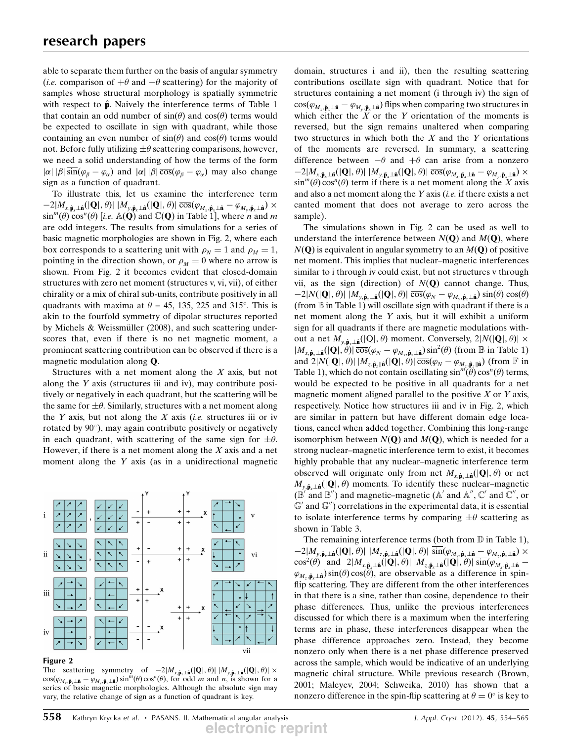able to separate them further on the basis of angular symmetry (*i.e.* comparison of $+\theta$ and $-\theta$ scattering) for the majority of samples whose structural morphology is spatially symmetric with respect to $\hat{\mathbf{p}}$. Naively the interference terms of Table 1 that contain an odd number of $\sin(\theta)$ and $\cos(\theta)$ terms would be expected to oscillate in sign with quadrant, while those containing an even number of $\sin(\theta)$ and $\cos(\theta)$ terms would not. Before fully utilizing $\pm\theta$ scattering comparisons, however, we need a solid understanding of how the terms of the form $|\alpha|\,|\beta|\,\overline{\sin}(\varphi_\beta - \varphi_\alpha)$ and $|\alpha|\,|\beta|\,\overline{\cos}(\varphi_\beta - \varphi_\alpha)$ may also change sign as a function of quadrant.

To illustrate this, let us examine the interference term $-2|M_{x,\hat{\mathbf{p}}_x\perp\hat{\mathbf{n}}}(|\mathbf{Q}|,\theta)|\,|M_{y,\hat{\mathbf{p}}_x\perp\hat{\mathbf{n}}}(|\mathbf{Q}|,\theta)|\,\overline{\cos}(\varphi_{M_x,\hat{\mathbf{p}}_x\perp\hat{\mathbf{n}}} - \varphi_{M_y,\hat{\mathbf{p}}_x\perp\hat{\mathbf{n}}}) \times \sin^m(\theta)\cos^n(\theta)$ [*i.e.* $\mathbb{A}(\mathbf{Q})$ and $\mathbb{C}(\mathbf{Q})$ in Table 1], where $n$ and $m$ are odd integers. The results from simulations for a series of basic magnetic morphologies are shown in Fig. 2, where each box corresponds to a scattering unit with $\rho_N = 1$ and $\rho_M = 1$, pointing in the direction shown, or $\rho_M = 0$ where no arrow is shown. From Fig. 2 it becomes evident that closed-domain structures with zero net moment (structures v, vi, vii), of either chirality or a mix of chiral sub-units, contribute positively in all quadrants with maxima at $\theta$ = 45, 135, 225 and 315°. This is akin to the fourfold symmetry of dipolar structures reported by Michels & Weissmüller (2008), and such scattering underscores that, even if there is no net magnetic moment, a prominent scattering contribution can be observed if there is a magnetic modulation along $\mathbf{Q}$.

Structures with a net moment along the $X$ axis, but not along the $Y$ axis (structures iii and iv), may contribute positively or negatively in each quadrant, but the scattering will be the same for $\pm\theta$. Similarly, structures with a net moment along the $Y$ axis, but not along the $X$ axis (*i.e.* structures iii or iv rotated by 90°), may again contribute positively or negatively in each quadrant, with scattering of the same sign for $\pm\theta$. However, if there is a net moment along the $X$ axis and a net moment along the $Y$ axis (as in a unidirectional magnetic domain, structures i and ii), then the resulting scattering contributions oscillate sign with quadrant. Notice that for structures containing a net moment (i through iv) the sign of $\overline{\cos}(\varphi_{M_x,\hat{\mathbf{p}}_x\perp\hat{\mathbf{n}}} - \varphi_{M_y,\hat{\mathbf{p}}_x\perp\hat{\mathbf{n}}})$ flips when comparing two structures in which either the $X$ or the $Y$ orientation of the moments is reversed, but the sign remains unaltered when comparing two structures in which both the $X$ and the $Y$ orientations of the moments are reversed. In summary, a scattering difference between $-\theta$ and $+\theta$ can arise from a nonzero $-2|M_{x,\hat{\mathbf{p}}_x\perp\hat{\mathbf{n}}}(|\mathbf{Q}|,\theta)|\,|M_{y,\hat{\mathbf{p}}_x\perp\hat{\mathbf{n}}}(|\mathbf{Q}|,\theta)|\,\overline{\cos}(\varphi_{M_x,\hat{\mathbf{p}}_x\perp\hat{\mathbf{n}}} - \varphi_{M_y,\hat{\mathbf{p}}_x\perp\hat{\mathbf{n}}}) \times \sin^m(\theta)\cos^n(\theta)$ term if there is a net moment along the $X$ axis and also a net moment along the $Y$ axis (*i.e.* if there exists a net canted moment that does not average to zero across the sample).

The simulations shown in Fig. 2 can be used as well to understand the interference between $N(\mathbf{Q})$ and $M(\mathbf{Q})$, where $N(\mathbf{Q})$ is equivalent in angular symmetry to an $M(\mathbf{Q})$ of positive net moment. This implies that nuclear–magnetic interferences similar to i through iv could exist, but not structures v through vii, as the sign (direction) of $N(\mathbf{Q})$ cannot change. Thus, $-2|N(|\mathbf{Q}|,\theta)|\,|M_{y,\hat{\mathbf{p}}_x\perp\hat{\mathbf{n}}}(|\mathbf{Q}|,\theta)|\,\overline{\cos}(\varphi_N - \varphi_{M_y,\hat{\mathbf{p}}_x\perp\hat{\mathbf{n}}})\sin(\theta)\cos(\theta)$ (from $\mathbb{B}$ in Table 1) will oscillate sign with quadrant if there is a net moment along the $Y$ axis, but it will exhibit a uniform sign for all quadrants if there are magnetic modulations without a net $M_{y,\hat{\mathbf{p}}_x\perp\hat{\mathbf{n}}}(|Q|,\theta)$ moment. Conversely, $2|N(|\mathbf{Q}|,\theta)| \times |M_{x,\hat{\mathbf{p}}_x\perp\hat{\mathbf{n}}}(|\mathbf{Q}|,\theta)|\,\overline{\cos}(\varphi_N - \varphi_{M_x,\hat{\mathbf{p}}_x\perp\hat{\mathbf{n}}})\sin^2(\theta)$ (from $\mathbb{B}$ in Table 1) and $2|N(|\mathbf{Q}|,\theta)|\,|M_{z,\hat{\mathbf{p}}_z\parallel\hat{\mathbf{n}}}(|\mathbf{Q}|,\theta)|\,\overline{\cos}(\varphi_N - \varphi_{M_z,\hat{\mathbf{p}}_z\parallel\hat{\mathbf{n}}})$ (from $\mathbb{F}$ in Table 1), which do not contain oscillating $\sin^m(\theta)\cos^n(\theta)$ terms, would be expected to be positive in all quadrants for a net magnetic moment aligned parallel to the positive $X$ or $Y$ axis, respectively. Notice how structures iii and iv in Fig. 2, which are similar in pattern but have different domain edge locations, cancel when added together. Combining this long-range isomorphism between $N(\mathbf{Q})$ and $M(\mathbf{Q})$, which is needed for a strong nuclear–magnetic interference term to exist, it becomes highly probable that any nuclear–magnetic interference term observed will originate only from net $M_{x,\hat{\mathbf{p}}_x\perp\hat{\mathbf{n}}}(|\mathbf{Q}|,\theta)$ or net $M_{y,\hat{\mathbf{p}}_x\perp\hat{\mathbf{n}}}(|\mathbf{Q}|,\theta)$ moments. To identify these nuclear–magnetic ($\mathbb{B}'$ and $\mathbb{B}''$) and magnetic–magnetic ($\mathbb{A}'$ and $\mathbb{A}''$, $\mathbb{C}'$ and $\mathbb{C}''$, or $\mathbb{G}'$ and $\mathbb{G}''$) correlations in the experimental data, it is essential to isolate interference terms by comparing $\pm\theta$ scattering as shown in Table 3.

The remaining interference terms (both from $\mathbb{D}$ in Table 1), $-2|M_{y,\hat{\mathbf{p}}_x\perp\hat{\mathbf{n}}}(|\mathbf{Q}|,\theta)|\,|M_{z,\hat{\mathbf{p}}_x\perp\hat{\mathbf{n}}}(|\mathbf{Q}|,\theta)|\,\overline{\sin}(\varphi_{M_y,\hat{\mathbf{p}}_x\perp\hat{\mathbf{n}}} - \varphi_{M_z,\hat{\mathbf{p}}_x\perp\hat{\mathbf{n}}}) \times \cos^2(\theta)$ and $2|M_{x,\hat{\mathbf{p}}_x\perp\hat{\mathbf{n}}}(|\mathbf{Q}|,\theta)|\,|M_{z,\hat{\mathbf{p}}_x\perp\hat{\mathbf{n}}}(|\mathbf{Q}|,\theta)|\,\overline{\sin}(\varphi_{M_x,\hat{\mathbf{p}}_x\perp\hat{\mathbf{n}}} - \varphi_{M_z,\hat{\mathbf{p}}_x\perp\hat{\mathbf{n}}})\sin(\theta)\cos(\theta)$, are observable as a difference in spin-flip scattering. They are different from the other interferences in that there is a sine, rather than cosine, dependence to their phase differences. Thus, unlike the previous interferences discussed for which there is a maximum when the interfering terms are in phase, these interferences disappear when the phase difference approaches zero. Instead, they become nonzero only when there is a net phase difference preserved across the sample, which would be indicative of an underlying magnetic chiral structure. While previous research (Brown, 2001; Maleyev, 2004; Schweika, 2010) has shown that a nonzero difference in the spin-flip scattering at $\theta = 0°$ is key to

**Figure 2**
The scattering symmetry of $-2|M_{x,\hat{\mathbf{p}}_x\perp\hat{\mathbf{n}}}(|\mathbf{Q}|,\theta)|\,|M_{y,\hat{\mathbf{p}}_x\perp\hat{\mathbf{n}}}(|\mathbf{Q}|,\theta)| \times \overline{\cos}(\varphi_{M_x,\hat{\mathbf{p}}_x\perp\hat{\mathbf{n}}} - \varphi_{M_y,\hat{\mathbf{p}}_x\perp\hat{\mathbf{n}}})\sin^m(\theta)\cos^n(\theta)$, for odd $m$ and $n$, is shown for a series of basic magnetic morphologies. Although the absolute sign may vary, the relative change of sign as a function of quadrant is key.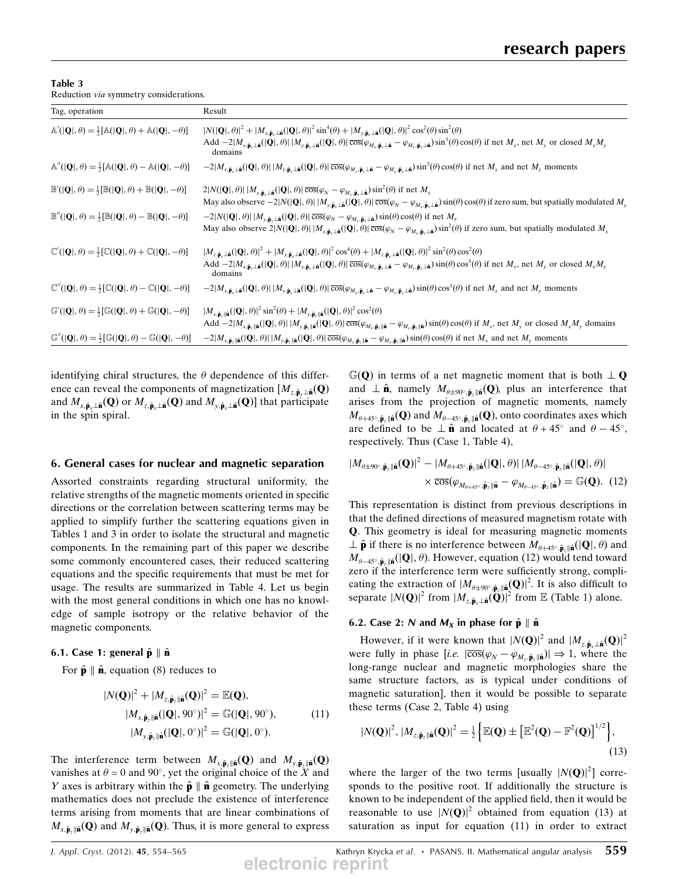**Table 3**
Reduction *via* symmetry considerations.

| Tag, operation | Result |
|---|---|
| $\mathbb{A}'(\lvert\mathbf{Q}\rvert,\theta)=\frac{1}{2}[\mathbb{A}(\lvert\mathbf{Q}\rvert,\theta)+\mathbb{A}(\lvert\mathbf{Q}\rvert,-\theta)]$ | $\lvert N(\lvert\mathbf{Q}\rvert,\theta)\rvert^2+\lvert M_{x,\hat{\mathbf{p}}_x\perp\hat{\mathbf{n}}}(\lvert\mathbf{Q}\rvert,\theta)\rvert^2\sin^4(\theta)+\lvert M_{y,\hat{\mathbf{p}}_x\perp\hat{\mathbf{n}}}(\lvert\mathbf{Q}\rvert,\theta)\rvert^2\cos^2(\theta)\sin^2(\theta)$ Add $-2\lvert M_{x,\hat{\mathbf{p}}_x\perp\hat{\mathbf{n}}}(\lvert\mathbf{Q}\rvert,\theta)\rvert\,\lvert M_{y,\hat{\mathbf{p}}_x\perp\hat{\mathbf{n}}}(\lvert\mathbf{Q}\rvert,\theta)\rvert\,\overline{\cos}(\varphi_{M_x,\hat{\mathbf{p}}_x\perp\hat{\mathbf{n}}}-\varphi_{M_y,\hat{\mathbf{p}}_x\perp\hat{\mathbf{n}}})\sin^3(\theta)\cos(\theta)$ if net $M_x$, net $M_y$ or closed $M_xM_y$ domains |
| $\mathbb{A}''(\lvert\mathbf{Q}\rvert,\theta)=\frac{1}{2}[\mathbb{A}(\lvert\mathbf{Q}\rvert,\theta)-\mathbb{A}(\lvert\mathbf{Q}\rvert,-\theta)]$ | $-2\lvert M_{x,\hat{\mathbf{p}}_x\perp\hat{\mathbf{n}}}(\lvert\mathbf{Q}\rvert,\theta)\rvert\,\lvert M_{y,\hat{\mathbf{p}}_x\perp\hat{\mathbf{n}}}(\lvert\mathbf{Q}\rvert,\theta)\rvert\,\overline{\cos}(\varphi_{M_x,\hat{\mathbf{p}}_x\perp\hat{\mathbf{n}}}-\varphi_{M_y,\hat{\mathbf{p}}_x\perp\hat{\mathbf{n}}})\sin^3(\theta)\cos(\theta)$ if net $M_x$ and net $M_y$ moments |
| $\mathbb{B}'(\lvert\mathbf{Q}\rvert,\theta)=\frac{1}{2}[\mathbb{B}(\lvert\mathbf{Q}\rvert,\theta)+\mathbb{B}(\lvert\mathbf{Q}\rvert,-\theta)]$ | $2\lvert N(\lvert\mathbf{Q}\rvert,\theta)\rvert\,\lvert M_{x,\hat{\mathbf{p}}_x\perp\hat{\mathbf{n}}}(\lvert\mathbf{Q}\rvert,\theta)\rvert\,\overline{\cos}(\varphi_N-\varphi_{M_x,\hat{\mathbf{p}}_x\perp\hat{\mathbf{n}}})\sin^2(\theta)$ if net $M_x$ May also observe $-2\lvert N(\lvert\mathbf{Q}\rvert,\theta)\rvert\,\lvert M_{y,\hat{\mathbf{p}}_x\perp\hat{\mathbf{n}}}(\lvert\mathbf{Q}\rvert,\theta)\rvert\,\overline{\cos}(\varphi_N-\varphi_{M_y,\hat{\mathbf{p}}_x\perp\hat{\mathbf{n}}})\sin(\theta)\cos(\theta)$ if zero sum, but spatially modulated $M_y$ |
| $\mathbb{B}''(\lvert\mathbf{Q}\rvert,\theta)=\frac{1}{2}[\mathbb{B}(\lvert\mathbf{Q}\rvert,\theta)-\mathbb{B}(\lvert\mathbf{Q}\rvert,-\theta)]$ | $-2\lvert N(\lvert\mathbf{Q}\rvert,\theta)\rvert\,\lvert M_{y,\hat{\mathbf{p}}_x\perp\hat{\mathbf{n}}}(\lvert\mathbf{Q}\rvert,\theta)\rvert\,\overline{\cos}(\varphi_N-\varphi_{M_y,\hat{\mathbf{p}}_x\perp\hat{\mathbf{n}}})\sin(\theta)\cos(\theta)$ if net $M_y$ May also observe $2\lvert N(\lvert\mathbf{Q}\rvert,\theta)\rvert\,\lvert M_{x,\hat{\mathbf{p}}_x\perp\hat{\mathbf{n}}}(\lvert\mathbf{Q}\rvert,\theta)\rvert\,\overline{\cos}(\varphi_N-\varphi_{M_x,\hat{\mathbf{p}}_x\perp\hat{\mathbf{n}}})\sin^2(\theta)$ if zero sum, but spatially modulated $M_x$ |
| $\mathbb{C}'(\lvert\mathbf{Q}\rvert,\theta)=\frac{1}{2}[\mathbb{C}(\lvert\mathbf{Q}\rvert,\theta)+\mathbb{C}(\lvert\mathbf{Q}\rvert,-\theta)]$ | $\lvert M_{z,\hat{\mathbf{p}}_x\perp\hat{\mathbf{n}}}(\lvert\mathbf{Q}\rvert,\theta)\rvert^2+\lvert M_{y,\hat{\mathbf{p}}_x\perp\hat{\mathbf{n}}}(\lvert\mathbf{Q}\rvert,\theta)\rvert^2\cos^4(\theta)+\lvert M_{z,\hat{\mathbf{p}}_x\perp\hat{\mathbf{n}}}(\lvert\mathbf{Q}\rvert,\theta)\rvert^2\sin^2(\theta)\cos^2(\theta)$ Add $-2\lvert M_{x,\hat{\mathbf{p}}_x\perp\hat{\mathbf{n}}}(\lvert\mathbf{Q}\rvert,\theta)\rvert\,\lvert M_{y,\hat{\mathbf{p}}_x\perp\hat{\mathbf{n}}}(\lvert\mathbf{Q}\rvert,\theta)\rvert\,\overline{\cos}(\varphi_{M_x,\hat{\mathbf{p}}_x\perp\hat{\mathbf{n}}}-\varphi_{M_y,\hat{\mathbf{p}}_x\perp\hat{\mathbf{n}}})\sin(\theta)\cos^3(\theta)$ if net $M_x$, net $M_y$ or closed $M_xM_y$ domains |
| $\mathbb{C}''(\lvert\mathbf{Q}\rvert,\theta)=\frac{1}{2}[\mathbb{C}(\lvert\mathbf{Q}\rvert,\theta)-\mathbb{C}(\lvert\mathbf{Q}\rvert,-\theta)]$ | $-2\lvert M_{x,\hat{\mathbf{p}}_x\perp\hat{\mathbf{n}}}(\lvert\mathbf{Q}\rvert,\theta)\rvert\,\lvert M_{y,\hat{\mathbf{p}}_x\perp\hat{\mathbf{n}}}(\lvert\mathbf{Q}\rvert,\theta)\rvert\,\overline{\cos}(\varphi_{M_x,\hat{\mathbf{p}}_x\perp\hat{\mathbf{n}}}-\varphi_{M_y,\hat{\mathbf{p}}_x\perp\hat{\mathbf{n}}})\sin(\theta)\cos^3(\theta)$ if net $M_x$ and net $M_y$ moments |
| $\mathbb{G}'(\lvert\mathbf{Q}\rvert,\theta)=\frac{1}{2}[\mathbb{G}(\lvert\mathbf{Q}\rvert,\theta)+\mathbb{G}(\lvert\mathbf{Q}\rvert,-\theta)]$ | $\lvert M_{x,\hat{\mathbf{p}}_z\parallel\hat{\mathbf{n}}}(\lvert\mathbf{Q}\rvert,\theta)\rvert^2\sin^2(\theta)+\lvert M_{y,\hat{\mathbf{p}}_z\parallel\hat{\mathbf{n}}}(\lvert\mathbf{Q}\rvert,\theta)\rvert^2\cos^2(\theta)$ Add $-2\lvert M_{x,\hat{\mathbf{p}}_z\parallel\hat{\mathbf{n}}}(\lvert\mathbf{Q}\rvert,\theta)\rvert\,\lvert M_{y,\hat{\mathbf{p}}_z\parallel\hat{\mathbf{n}}}(\lvert\mathbf{Q}\rvert,\theta)\rvert\,\overline{\cos}(\varphi_{M_x,\hat{\mathbf{p}}_z\parallel\hat{\mathbf{n}}}-\varphi_{M_y,\hat{\mathbf{p}}_z\parallel\hat{\mathbf{n}}})\sin(\theta)\cos(\theta)$ if $M_x$, net $M_y$ or closed $M_xM_y$ domains |
| $\mathbb{G}''(\lvert\mathbf{Q}\rvert,\theta)=\frac{1}{2}[\mathbb{G}(\lvert\mathbf{Q}\rvert,\theta)-\mathbb{G}(\lvert\mathbf{Q}\rvert,-\theta)]$ | $-2\lvert M_{x,\hat{\mathbf{p}}_z\parallel\hat{\mathbf{n}}}(\lvert\mathbf{Q}\rvert,\theta)\rvert\,\lvert M_{y,\hat{\mathbf{p}}_z\parallel\hat{\mathbf{n}}}(\lvert\mathbf{Q}\rvert,\theta)\rvert\,\overline{\cos}(\varphi_{M_x,\hat{\mathbf{p}}_z\parallel\hat{\mathbf{n}}}-\varphi_{M_y,\hat{\mathbf{p}}_z\parallel\hat{\mathbf{n}}})\sin(\theta)\cos(\theta)$ if net $M_x$ and net $M_y$ moments |

identifying chiral structures, the $\theta$ dependence of this difference can reveal the components of magnetization $[M_{z,\hat{\mathbf{p}}_x\perp\hat{\mathbf{n}}}(\mathbf{Q})$ and $M_{x,\hat{\mathbf{p}}_x\perp\hat{\mathbf{n}}}(\mathbf{Q})$ or $M_{z,\hat{\mathbf{p}}_x\perp\hat{\mathbf{n}}}(\mathbf{Q})$ and $M_{y,\hat{\mathbf{p}}_x\perp\hat{\mathbf{n}}}(\mathbf{Q})]$ that participate in the spin spiral.

## 6. General cases for nuclear and magnetic separation

Assorted constraints regarding structural uniformity, the relative strengths of the magnetic moments oriented in specific directions or the correlation between scattering terms may be applied to simplify further the scattering equations given in Tables 1 and 3 in order to isolate the structural and magnetic components. In the remaining part of this paper we describe some commonly encountered cases, their reduced scattering equations and the specific requirements that must be met for usage. The results are summarized in Table 4. Let us begin with the most general conditions in which one has no knowledge of sample isotropy or the relative behavior of the magnetic components.

### 6.1. Case 1: general $\hat{\mathbf{p}}\parallel\hat{\mathbf{n}}$

For $\hat{\mathbf{p}}\parallel\hat{\mathbf{n}}$, equation (8) reduces to

$$
\begin{aligned}
\lvert N(\mathbf{Q})\rvert^2+\lvert M_{z,\hat{\mathbf{p}}_z\parallel\hat{\mathbf{n}}}(\mathbf{Q})\rvert^2&=\mathbb{E}(\mathbf{Q}),\\
\lvert M_{x,\hat{\mathbf{p}}_z\parallel\hat{\mathbf{n}}}(\lvert\mathbf{Q}\rvert,90^\circ)\rvert^2&=\mathbb{G}(\lvert\mathbf{Q}\rvert,90^\circ),\\
\lvert M_{y,\hat{\mathbf{p}}_z\parallel\hat{\mathbf{n}}}(\lvert\mathbf{Q}\rvert,0^\circ)\rvert^2&=\mathbb{G}(\lvert\mathbf{Q}\rvert,0^\circ).
\end{aligned}
\tag{11}
$$

The interference term between $M_{x,\hat{\mathbf{p}}_z\parallel\hat{\mathbf{n}}}(\mathbf{Q})$ and $M_{y,\hat{\mathbf{p}}_z\parallel\hat{\mathbf{n}}}(\mathbf{Q})$ vanishes at $\theta=0$ and $90^\circ$, yet the original choice of the $X$ and $Y$ axes is arbitrary within the $\hat{\mathbf{p}}\parallel\hat{\mathbf{n}}$ geometry. The underlying mathematics does not preclude the existence of interference terms arising from moments that are linear combinations of $M_{x,\hat{\mathbf{p}}_z\parallel\hat{\mathbf{n}}}(\mathbf{Q})$ and $M_{y,\hat{\mathbf{p}}_z\parallel\hat{\mathbf{n}}}(\mathbf{Q})$. Thus, it is more general to express $\mathbb{G}(\mathbf{Q})$ in terms of a net magnetic moment that is both $\perp\mathbf{Q}$ and $\perp\hat{\mathbf{n}}$, namely $M_{\theta\pm90^\circ,\hat{\mathbf{p}}_z\parallel\hat{\mathbf{n}}}(\mathbf{Q})$, plus an interference that arises from the projection of magnetic moments, namely $M_{\theta+45^\circ,\hat{\mathbf{p}}_z\parallel\hat{\mathbf{n}}}(\mathbf{Q})$ and $M_{\theta-45^\circ,\hat{\mathbf{p}}_z\parallel\hat{\mathbf{n}}}(\mathbf{Q})$, onto coordinates axes which are defined to be $\perp\hat{\mathbf{n}}$ and located at $\theta+45^\circ$ and $\theta-45^\circ$, respectively. Thus (Case 1, Table 4),

$$
\lvert M_{\theta\pm90^\circ,\hat{\mathbf{p}}_z\parallel\hat{\mathbf{n}}}(\mathbf{Q})\rvert^2-\lvert M_{\theta+45^\circ,\hat{\mathbf{p}}_z\parallel\hat{\mathbf{n}}}(\lvert\mathbf{Q}\rvert,\theta)\rvert\,\lvert M_{\theta-45^\circ,\hat{\mathbf{p}}_z\parallel\hat{\mathbf{n}}}(\lvert\mathbf{Q}\rvert,\theta)\rvert
\times\overline{\cos}(\varphi_{M_{\theta+45^\circ},\hat{\mathbf{p}}_z\parallel\hat{\mathbf{n}}}-\varphi_{M_{\theta-45^\circ},\hat{\mathbf{p}}_z\parallel\hat{\mathbf{n}}})=\mathbb{G}(\mathbf{Q}).\tag{12}
$$

This representation is distinct from previous descriptions in that the defined directions of measured magnetism rotate with $\mathbf{Q}$. This geometry is ideal for measuring magnetic moments $\perp\hat{\mathbf{p}}$ if there is no interference between $M_{\theta+45^\circ,\hat{\mathbf{p}}_z\parallel\hat{\mathbf{n}}}(\lvert\mathbf{Q}\rvert,\theta)$ and $M_{\theta-45^\circ,\hat{\mathbf{p}}_z\parallel\hat{\mathbf{n}}}(\lvert\mathbf{Q}\rvert,\theta)$. However, equation (12) would tend toward zero if the interference term were sufficiently strong, complicating the extraction of $\lvert M_{\theta\pm90^\circ,\hat{\mathbf{p}}_z\parallel\hat{\mathbf{n}}}(\mathbf{Q})\rvert^2$. It is also difficult to separate $\lvert N(\mathbf{Q})\rvert^2$ from $\lvert M_{z,\hat{\mathbf{p}}_x\perp\hat{\mathbf{n}}}(\mathbf{Q})\rvert^2$ from $\mathbb{E}$ (Table 1) alone.

### 6.2. Case 2: $N$ and $M_X$ in phase for $\hat{\mathbf{p}}\parallel\hat{\mathbf{n}}$

However, if it were known that $\lvert N(\mathbf{Q})\rvert^2$ and $\lvert M_{z,\hat{\mathbf{p}}_x\perp\hat{\mathbf{n}}}(\mathbf{Q})\rvert^2$ were fully in phase [*i.e.* $\lvert\overline{\cos}(\varphi_N-\varphi_{M_z,\hat{\mathbf{p}}_z\parallel\hat{\mathbf{n}}})\rvert\Rightarrow1$, where the long-range nuclear and magnetic morphologies share the same structure factors, as is typical under conditions of magnetic saturation], then it would be possible to separate these terms (Case 2, Table 4) using

$$
\lvert N(\mathbf{Q})\rvert^2,\ \lvert M_{z,\hat{\mathbf{p}}_z\parallel\hat{\mathbf{n}}}(\mathbf{Q})\rvert^2=\tfrac{1}{2}\Big\{\mathbb{E}(\mathbf{Q})\pm\big[\mathbb{E}^2(\mathbf{Q})-\mathbb{F}^2(\mathbf{Q})\big]^{1/2}\Big\},\tag{13}
$$

where the larger of the two terms [usually $\lvert N(\mathbf{Q})\rvert^2$] corresponds to the positive root. If additionally the structure is known to be independent of the applied field, then it would be reasonable to use $\lvert N(\mathbf{Q})\rvert^2$ obtained from equation (13) at saturation as input for equation (11) in order to extract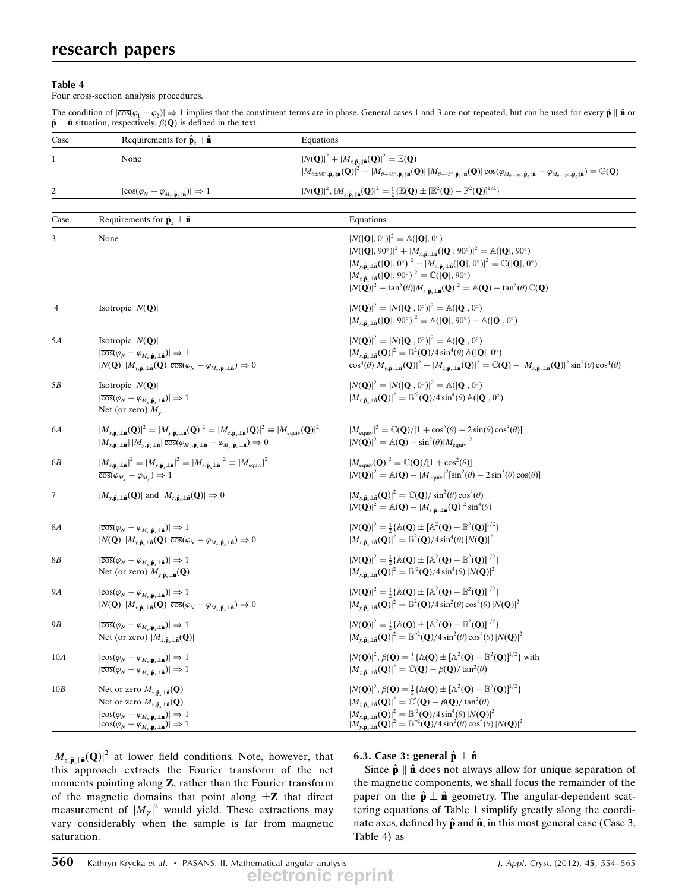**Table 4**

Four cross-section analysis procedures.

The condition of $|\overline{\cos}(\varphi_1 - \varphi_2)| \Rightarrow 1$ implies that the constituent terms are in phase. General cases 1 and 3 are not repeated, but can be used for every $\hat{\mathbf{p}} \parallel \hat{\mathbf{n}}$ or $\hat{\mathbf{p}} \perp \hat{\mathbf{n}}$ situation, respectively. $\beta(\mathbf{Q})$ is defined in the text.

| Case | Requirements for $\hat{\mathbf{p}}_z \parallel \hat{\mathbf{n}}$ | Equations |
|---|---|---|
| 1 | None | $\|N(\mathbf{Q})\|^2 + \|M_{z,\hat{\mathbf{p}}_z\parallel\hat{\mathbf{n}}}(\mathbf{Q})\|^2 = \mathbb{E}(\mathbf{Q})$ <br> $\|M_{\theta\pm 90^\circ,\hat{\mathbf{p}}_z\parallel\hat{\mathbf{n}}}(\mathbf{Q})\|^2 - \|M_{\theta+45^\circ,\hat{\mathbf{p}}_z\parallel\hat{\mathbf{n}}}(\mathbf{Q})\| \, \|M_{\theta-45^\circ,\hat{\mathbf{p}}_z\parallel\hat{\mathbf{n}}}(\mathbf{Q})\| \, \overline{\cos}(\varphi_{M_{\theta+45^\circ},\hat{\mathbf{p}}_z\parallel\hat{\mathbf{n}}} - \varphi_{M_{\theta-45^\circ},\hat{\mathbf{p}}_z\parallel\hat{\mathbf{n}}}) = \mathbb{G}(\mathbf{Q})$ |
| 2 | $\|\overline{\cos}(\varphi_N - \varphi_{M_z,\hat{\mathbf{p}}_z\parallel\hat{\mathbf{n}}})\| \Rightarrow 1$ | $\|N(\mathbf{Q})\|^2, \|M_{z,\hat{\mathbf{p}}_z\parallel\hat{\mathbf{n}}}(\mathbf{Q})\|^2 = \frac{1}{2}\{\mathbb{E}(\mathbf{Q}) \pm [\mathbb{E}^2(\mathbf{Q}) - \mathbb{F}^2(\mathbf{Q})]^{1/2}\}$ |

| Case | Requirements for $\hat{\mathbf{p}}_x \perp \hat{\mathbf{n}}$ | Equations |
|---|---|---|
| 3 | None | $\|N(\|\mathbf{Q}\|, 0^\circ)\|^2 = \mathbb{A}(\|\mathbf{Q}\|, 0^\circ)$ <br> $\|N(\|\mathbf{Q}\|, 90^\circ)\|^2 + \|M_{x,\hat{\mathbf{p}}_x\perp\hat{\mathbf{n}}}(\|\mathbf{Q}\|, 90^\circ)\|^2 = \mathbb{A}(\|\mathbf{Q}\|, 90^\circ)$ <br> $\|M_{y,\hat{\mathbf{p}}_x\perp\hat{\mathbf{n}}}(\|\mathbf{Q}\|, 0^\circ)\|^2 + \|M_{z,\hat{\mathbf{p}}_x\perp\hat{\mathbf{n}}}(\|\mathbf{Q}\|, 0^\circ)\|^2 = \mathbb{C}(\|\mathbf{Q}\|, 0^\circ)$ <br> $\|M_{z,\hat{\mathbf{p}}_x\perp\hat{\mathbf{n}}}(\|\mathbf{Q}\|, 90^\circ)\|^2 = \mathbb{C}(\|\mathbf{Q}\|, 90^\circ)$ <br> $\|N(\mathbf{Q})\|^2 - \tan^2(\theta)\|M_{z,\hat{\mathbf{p}}_x\perp\hat{\mathbf{n}}}(\mathbf{Q})\|^2 = \mathbb{A}(\mathbf{Q}) - \tan^2(\theta)\,\mathbb{C}(\mathbf{Q})$ |
| 4 | Isotropic $\|N(\mathbf{Q})\|$ | $\|N(\mathbf{Q})\|^2 = \|N(\|\mathbf{Q}\|, 0^\circ)\|^2 = \mathbb{A}(\|\mathbf{Q}\|, 0^\circ)$ <br> $\|M_{x,\hat{\mathbf{p}}_x\perp\hat{\mathbf{n}}}(\|\mathbf{Q}\|, 90^\circ)\|^2 = \mathbb{A}(\|\mathbf{Q}\|, 90^\circ) - \mathbb{A}(\|\mathbf{Q}\|, 0^\circ)$ |
| 5A | Isotropic $\|N(\mathbf{Q})\|$ <br> $\|\overline{\cos}(\varphi_N - \varphi_{M_x,\hat{\mathbf{p}}_x\perp\hat{\mathbf{n}}})\| \Rightarrow 1$ <br> $\|N(\mathbf{Q})\| \, \|M_{y,\hat{\mathbf{p}}_x\perp\hat{\mathbf{n}}}(\mathbf{Q})\| \, \overline{\cos}(\varphi_N - \varphi_{M_y,\hat{\mathbf{p}}_x\perp\hat{\mathbf{n}}}) \Rightarrow 0$ | $\|N(\mathbf{Q})\|^2 = \|N(\|\mathbf{Q}\|, 0^\circ)\|^2 = \mathbb{A}(\|\mathbf{Q}\|, 0^\circ)$ <br> $\|M_{x,\hat{\mathbf{p}}_x\perp\hat{\mathbf{n}}}(\mathbf{Q})\|^2 = \mathbb{B}^2(\mathbf{Q})/4\sin^4(\theta)\,\mathbb{A}(\|\mathbf{Q}\|, 0^\circ)$ <br> $\cos^4(\theta)\|M_{y,\hat{\mathbf{p}}_x\perp\hat{\mathbf{n}}}(\mathbf{Q})\|^2 + \|M_{z,\hat{\mathbf{p}}_x\perp\hat{\mathbf{n}}}(\mathbf{Q})\|^2 = \mathbb{C}(\mathbf{Q}) - \|M_{x,\hat{\mathbf{p}}_x\perp\hat{\mathbf{n}}}(\mathbf{Q})\|^2 \sin^2(\theta)\cos^4(\theta)$ |
| 5B | Isotropic $\|N(\mathbf{Q})\|$ <br> $\|\overline{\cos}(\varphi_N - \varphi_{M_x,\hat{\mathbf{p}}_x\perp\hat{\mathbf{n}}})\| \Rightarrow 1$ <br> Net (or zero) $M_y$ | $\|N(\mathbf{Q})\|^2 = \|N(\|\mathbf{Q}\|, 0^\circ)\|^2 = \mathbb{A}(\|\mathbf{Q}\|, 0^\circ)$ <br> $\|M_{x,\hat{\mathbf{p}}_x\perp\hat{\mathbf{n}}}(\mathbf{Q})\|^2 = \mathbb{B}'^2(\mathbf{Q})/4\sin^4(\theta)\,\mathbb{A}(\|\mathbf{Q}\|, 0^\circ)$ |
| 6A | $\|M_{x,\hat{\mathbf{p}}_x\perp\hat{\mathbf{n}}}(\mathbf{Q})\|^2 = \|M_{y,\hat{\mathbf{p}}_x\perp\hat{\mathbf{n}}}(\mathbf{Q})\|^2 = \|M_{z,\hat{\mathbf{p}}_x\perp\hat{\mathbf{n}}}(\mathbf{Q})\|^2 \equiv \|M_{\rm equiv}(\mathbf{Q})\|^2$ <br> $\|M_{x,\hat{\mathbf{p}}_x\perp\hat{\mathbf{n}}}\| \, \|M_{y,\hat{\mathbf{p}}_x\perp\hat{\mathbf{n}}}\| \, \overline{\cos}(\varphi_{M_x,\hat{\mathbf{p}}_x\perp\hat{\mathbf{n}}} - \varphi_{M_y,\hat{\mathbf{p}}_x\perp\hat{\mathbf{n}}}) \Rightarrow 0$ | $\|M_{\rm equiv}\|^2 = \mathbb{C}(\mathbf{Q})/[1 + \cos^2(\theta) - 2\sin(\theta)\cos^3(\theta)]$ <br> $\|N(\mathbf{Q})\|^2 = \mathbb{A}(\mathbf{Q}) - \sin^2(\theta)\|M_{\rm equiv}\|^2$ |
| 6B | $\|M_{x,\hat{\mathbf{p}}_x\perp\hat{\mathbf{n}}}\|^2 = \|M_{y,\hat{\mathbf{p}}_x\perp\hat{\mathbf{n}}}\|^2 = \|M_{z,\hat{\mathbf{p}}_x\perp\hat{\mathbf{n}}}\|^2 \equiv \|M_{\rm equiv}\|^2$ <br> $\overline{\cos}(\varphi_{M_x} - \varphi_{M_y}) \Rightarrow 1$ | $\|M_{\rm equiv}(\mathbf{Q})\|^2 = \mathbb{C}(\mathbf{Q})/[1 + \cos^2(\theta)]$ <br> $\|N(\mathbf{Q})\|^2 = \mathbb{A}(\mathbf{Q}) - \|M_{\rm equiv}\|^2[\sin^2(\theta) - 2\sin^3(\theta)\cos(\theta)]$ |
| 7 | $\|M_{y,\hat{\mathbf{p}}_x\perp\hat{\mathbf{n}}}(\mathbf{Q})\|$ and $\|M_{z,\hat{\mathbf{p}}_x\perp\hat{\mathbf{n}}}(\mathbf{Q})\| \Rightarrow 0$ | $\|M_{x,\hat{\mathbf{p}}_x\perp\hat{\mathbf{n}}}(\mathbf{Q})\|^2 = \mathbb{C}(\mathbf{Q})/\sin^2(\theta)\cos^2(\theta)$ <br> $\|N(\mathbf{Q})\|^2 = \mathbb{A}(\mathbf{Q}) - \|M_{x,\hat{\mathbf{p}}_x\perp\hat{\mathbf{n}}}(\mathbf{Q})\|^2\sin^4(\theta)$ |
| 8A | $\|\overline{\cos}(\varphi_N - \varphi_{M_x,\hat{\mathbf{p}}_x\perp\hat{\mathbf{n}}})\| \Rightarrow 1$ <br> $\|N(\mathbf{Q})\| \, \|M_{y,\hat{\mathbf{p}}_x\perp\hat{\mathbf{n}}}(\mathbf{Q})\| \, \overline{\cos}(\varphi_N - \varphi_{M_y,\hat{\mathbf{p}}_x\perp\hat{\mathbf{n}}}) \Rightarrow 0$ | $\|N(\mathbf{Q})\|^2 = \frac{1}{2}\{\mathbb{A}(\mathbf{Q}) \pm [\mathbb{A}^2(\mathbf{Q}) - \mathbb{B}^2(\mathbf{Q})]^{1/2}\}$ <br> $\|M_{x,\hat{\mathbf{p}}_x\perp\hat{\mathbf{n}}}(\mathbf{Q})\|^2 = \mathbb{B}^2(\mathbf{Q})/4\sin^4(\theta)\,\|N(\mathbf{Q})\|^2$ |
| 8B | $\|\overline{\cos}(\varphi_N - \varphi_{M_x,\hat{\mathbf{p}}_x\perp\hat{\mathbf{n}}})\| \Rightarrow 1$ <br> Net (or zero) $M_{y,\hat{\mathbf{p}}_x\perp\hat{\mathbf{n}}}(\mathbf{Q})$ | $\|N(\mathbf{Q})\|^2 = \frac{1}{2}\{\mathbb{A}(\mathbf{Q}) \pm [\mathbb{A}^2(\mathbf{Q}) - \mathbb{B}^2(\mathbf{Q})]^{1/2}\}$ <br> $\|M_{x,\hat{\mathbf{p}}_x\perp\hat{\mathbf{n}}}(\mathbf{Q})\|^2 = \mathbb{B}'^2(\mathbf{Q})/4\sin^4(\theta)\,\|N(\mathbf{Q})\|^2$ |
| 9A | $\|\overline{\cos}(\varphi_N - \varphi_{M_y,\hat{\mathbf{p}}_x\perp\hat{\mathbf{n}}})\| \Rightarrow 1$ <br> $\|N(\mathbf{Q})\| \, \|M_{x,\hat{\mathbf{p}}_x\perp\hat{\mathbf{n}}}(\mathbf{Q})\| \, \overline{\cos}(\varphi_N - \varphi_{M_x,\hat{\mathbf{p}}_x\perp\hat{\mathbf{n}}}) \Rightarrow 0$ | $\|N(\mathbf{Q})\|^2 = \frac{1}{2}\{\mathbb{A}(\mathbf{Q}) \pm [\mathbb{A}^2(\mathbf{Q}) - \mathbb{B}^2(\mathbf{Q})]^{1/2}\}$ <br> $\|M_{y,\hat{\mathbf{p}}_x\perp\hat{\mathbf{n}}}(\mathbf{Q})\|^2 = \mathbb{B}^2(\mathbf{Q})/4\sin^2(\theta)\cos^2(\theta)\,\|N(\mathbf{Q})\|^2$ |
| 9B | $\|\overline{\cos}(\varphi_N - \varphi_{M_y,\hat{\mathbf{p}}_x\perp\hat{\mathbf{n}}})\| \Rightarrow 1$ <br> Net (or zero) $\|M_{x,\hat{\mathbf{p}}_x\perp\hat{\mathbf{n}}}(\mathbf{Q})\|$ | $\|N(\mathbf{Q})\|^2 = \frac{1}{2}\{\mathbb{A}(\mathbf{Q}) \pm [\mathbb{A}^2(\mathbf{Q}) - \mathbb{B}^2(\mathbf{Q})]^{1/2}\}$ <br> $\|M_{y,\hat{\mathbf{p}}_x\perp\hat{\mathbf{n}}}(\mathbf{Q})\|^2 = \mathbb{B}''^2(\mathbf{Q})/4\sin^2(\theta)\cos^2(\theta)\,\|N(\mathbf{Q})\|^2$ |
| 10A | $\|\overline{\cos}(\varphi_N - \varphi_{M_x,\hat{\mathbf{p}}_x\perp\hat{\mathbf{n}}})\| \Rightarrow 1$ <br> $\|\overline{\cos}(\varphi_N - \varphi_{M_y,\hat{\mathbf{p}}_x\perp\hat{\mathbf{n}}})\| \Rightarrow 1$ | $\|N(\mathbf{Q})\|^2, \beta(\mathbf{Q}) = \frac{1}{2}\{\mathbb{A}(\mathbf{Q}) \pm [\mathbb{A}^2(\mathbf{Q}) - \mathbb{B}^2(\mathbf{Q})]^{1/2}\}$ with <br> $\|M_{z,\hat{\mathbf{p}}_x\perp\hat{\mathbf{n}}}(\mathbf{Q})\|^2 = \mathbb{C}(\mathbf{Q}) - \beta(\mathbf{Q})/\tan^2(\theta)$ |
| 10B | Net or zero $M_{x,\hat{\mathbf{p}}_x\perp\hat{\mathbf{n}}}(\mathbf{Q})$ <br> Net or zero $M_{y,\hat{\mathbf{p}}_x\perp\hat{\mathbf{n}}}(\mathbf{Q})$ <br> $\|\overline{\cos}(\varphi_N - \varphi_{M_x,\hat{\mathbf{p}}_x\perp\hat{\mathbf{n}}})\| \Rightarrow 1$ <br> $\|\overline{\cos}(\varphi_N - \varphi_{M_y,\hat{\mathbf{p}}_x\perp\hat{\mathbf{n}}})\| \Rightarrow 1$ | $\|N(\mathbf{Q})\|^2, \beta(\mathbf{Q}) = \frac{1}{2}\{\mathbb{A}(\mathbf{Q}) \pm [\mathbb{A}^2(\mathbf{Q}) - \mathbb{B}^2(\mathbf{Q})]^{1/2}\}$ <br> $\|M_{z,\hat{\mathbf{p}}_x\perp\hat{\mathbf{n}}}(\mathbf{Q})\|^2 = \mathbb{C}'(\mathbf{Q}) - \beta(\mathbf{Q})/\tan^2(\theta)$ <br> $\|M_{x,\hat{\mathbf{p}}_x\perp\hat{\mathbf{n}}}(\mathbf{Q})\|^2 = \mathbb{B}'^2(\mathbf{Q})/4\sin^4(\theta)\,\|N(\mathbf{Q})\|^2$ <br> $\|M_{y,\hat{\mathbf{p}}_x\perp\hat{\mathbf{n}}}(\mathbf{Q})\|^2 = \mathbb{B}''^2(\mathbf{Q})/4\sin^2(\theta)\cos^2(\theta)\,\|N(\mathbf{Q})\|^2$ |

$|M_{z,\hat{\mathbf{p}}_z\parallel\hat{\mathbf{n}}}(\mathbf{Q})|^2$ at lower field conditions. Note, however, that this approach extracts the Fourier transform of the net moments pointing along **Z**, rather than the Fourier transform of the magnetic domains that point along $\pm\mathbf{Z}$ that direct measurement of $|M_Z|^2$ would yield. These extractions may vary considerably when the sample is far from magnetic saturation.

### 6.3. Case 3: general $\hat{\mathbf{p}} \perp \hat{\mathbf{n}}$

Since $\hat{\mathbf{p}} \parallel \hat{\mathbf{n}}$ does not always allow for unique separation of the magnetic components, we shall focus the remainder of the paper on the $\hat{\mathbf{p}} \perp \hat{\mathbf{n}}$ geometry. The angular-dependent scattering equations of Table 1 simplify greatly along the coordinate axes, defined by $\hat{\mathbf{p}}$ and $\hat{\mathbf{n}}$, in this most general case (Case 3, Table 4) as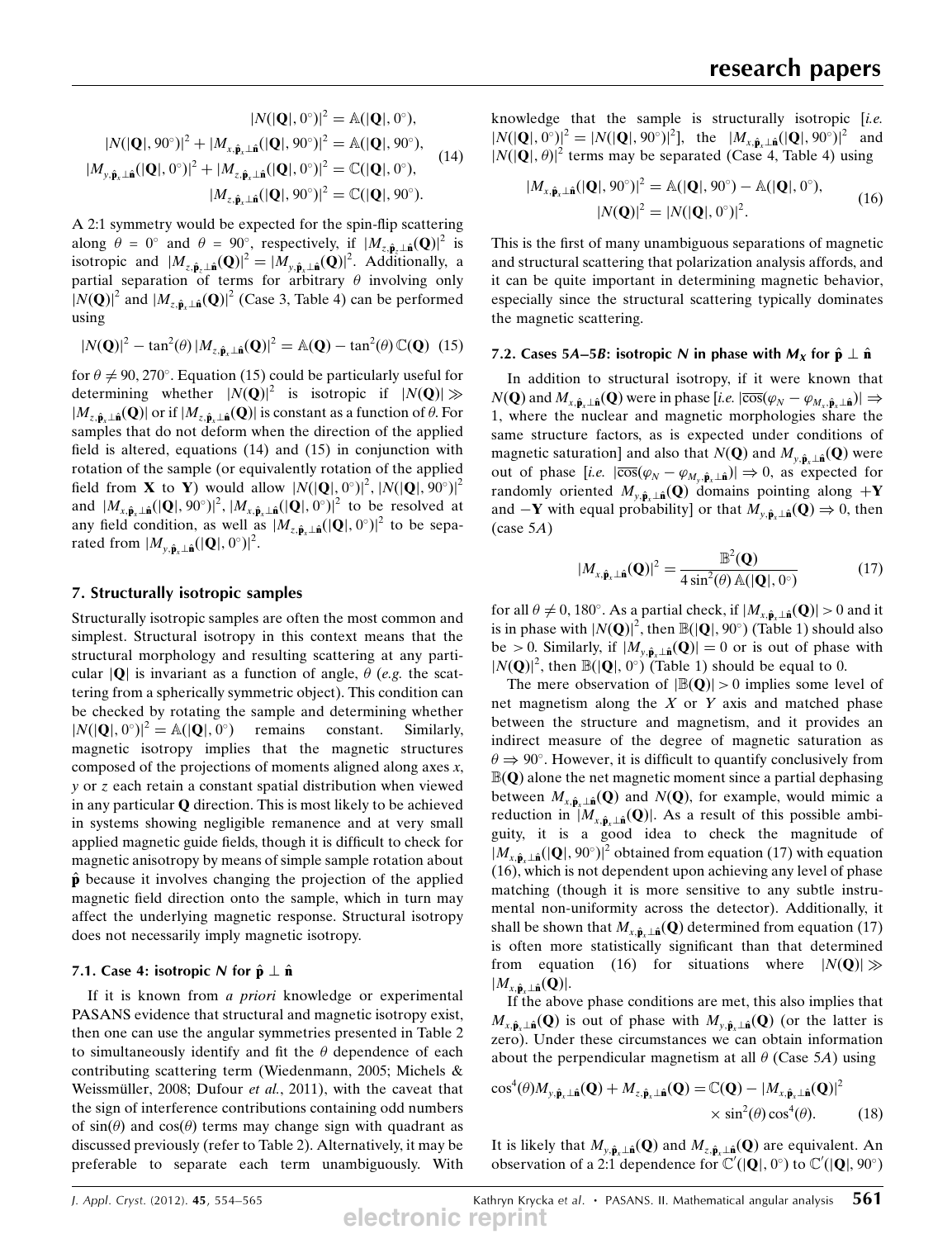$$
\begin{aligned}
|N(|\mathbf{Q}|, 0^\circ)|^2 &= \mathbb{A}(|\mathbf{Q}|, 0^\circ), \\
|N(|\mathbf{Q}|, 90^\circ)|^2 + |M_{x,\hat{\mathbf{p}}_x\perp\hat{\mathbf{n}}}(|\mathbf{Q}|, 90^\circ)|^2 &= \mathbb{A}(|\mathbf{Q}|, 90^\circ), \\
|M_{y,\hat{\mathbf{p}}_x\perp\hat{\mathbf{n}}}(|\mathbf{Q}|, 0^\circ)|^2 + |M_{z,\hat{\mathbf{p}}_x\perp\hat{\mathbf{n}}}(|\mathbf{Q}|, 0^\circ)|^2 &= \mathbb{C}(|\mathbf{Q}|, 0^\circ), \\
|M_{z,\hat{\mathbf{p}}_x\perp\hat{\mathbf{n}}}(|\mathbf{Q}|, 90^\circ)|^2 &= \mathbb{C}(|\mathbf{Q}|, 90^\circ).
\end{aligned} \tag{14}
$$

A 2:1 symmetry would be expected for the spin-flip scattering along $\theta = 0^\circ$ and $\theta = 90^\circ$, respectively, if $|M_{z,\hat{\mathbf{p}}_x\perp\hat{\mathbf{n}}}(\mathbf{Q})|^2$ is isotropic and $|M_{z,\hat{\mathbf{p}}_x\perp\hat{\mathbf{n}}}(\mathbf{Q})|^2 = |M_{y,\hat{\mathbf{p}}_x\perp\hat{\mathbf{n}}}(\mathbf{Q})|^2$. Additionally, a partial separation of terms for arbitrary $\theta$ involving only $|N(\mathbf{Q})|^2$ and $|M_{z,\hat{\mathbf{p}}_x\perp\hat{\mathbf{n}}}(\mathbf{Q})|^2$ (Case 3, Table 4) can be performed using

$$
|N(\mathbf{Q})|^2 - \tan^2(\theta)\,|M_{z,\hat{\mathbf{p}}_x\perp\hat{\mathbf{n}}}(\mathbf{Q})|^2 = \mathbb{A}(\mathbf{Q}) - \tan^2(\theta)\,\mathbb{C}(\mathbf{Q}) \tag{15}
$$

for $\theta \neq 90, 270^\circ$. Equation (15) could be particularly useful for determining whether $|N(\mathbf{Q})|^2$ is isotropic if $|N(\mathbf{Q})| \gg |M_{z,\hat{\mathbf{p}}_x\perp\hat{\mathbf{n}}}(\mathbf{Q})|$ or if $|M_{z,\hat{\mathbf{p}}_x\perp\hat{\mathbf{n}}}(\mathbf{Q})|$ is constant as a function of $\theta$. For samples that do not deform when the direction of the applied field is altered, equations (14) and (15) in conjunction with rotation of the sample (or equivalently rotation of the applied field from **X** to **Y**) would allow $|N(|\mathbf{Q}|, 0^\circ)|^2$, $|N(|\mathbf{Q}|, 90^\circ)|^2$ and $|M_{x,\hat{\mathbf{p}}_x\perp\hat{\mathbf{n}}}(|\mathbf{Q}|, 90^\circ)|^2$, $|M_{x,\hat{\mathbf{p}}_x\perp\hat{\mathbf{n}}}(|\mathbf{Q}|, 0^\circ)|^2$ to be resolved at any field condition, as well as $|M_{z,\hat{\mathbf{p}}_x\perp\hat{\mathbf{n}}}(|\mathbf{Q}|, 0^\circ)|^2$ to be separated from $|M_{y,\hat{\mathbf{p}}_x\perp\hat{\mathbf{n}}}(|\mathbf{Q}|, 0^\circ)|^2$.

## 7. Structurally isotropic samples

Structurally isotropic samples are often the most common and simplest. Structural isotropy in this context means that the structural morphology and resulting scattering at any particular $|\mathbf{Q}|$ is invariant as a function of angle, $\theta$ (*e.g.* the scattering from a spherically symmetric object). This condition can be checked by rotating the sample and determining whether $|N(|\mathbf{Q}|, 0^\circ)|^2 = \mathbb{A}(|\mathbf{Q}|, 0^\circ)$ remains constant. Similarly, magnetic isotropy implies that the magnetic structures composed of the projections of moments aligned along axes $x$, $y$ or $z$ each retain a constant spatial distribution when viewed in any particular $\mathbf{Q}$ direction. This is most likely to be achieved in systems showing negligible remanence and at very small applied magnetic guide fields, though it is difficult to check for magnetic anisotropy by means of simple sample rotation about $\hat{\mathbf{p}}$ because it involves changing the projection of the applied magnetic field direction onto the sample, which in turn may affect the underlying magnetic response. Structural isotropy does not necessarily imply magnetic isotropy.

### 7.1. Case 4: isotropic $N$ for $\hat{\mathbf{p}} \perp \hat{\mathbf{n}}$

If it is known from *a priori* knowledge or experimental PASANS evidence that structural and magnetic isotropy exist, then one can use the angular symmetries presented in Table 2 to simultaneously identify and fit the $\theta$ dependence of each contributing scattering term (Wiedenmann, 2005; Michels & Weissmüller, 2008; Dufour *et al.*, 2011), with the caveat that the sign of interference contributions containing odd numbers of $\sin(\theta)$ and $\cos(\theta)$ terms may change sign with quadrant as discussed previously (refer to Table 2). Alternatively, it may be preferable to separate each term unambiguously. With knowledge that the sample is structurally isotropic [*i.e.* $|N(|\mathbf{Q}|, 0^\circ)|^2 = |N(|\mathbf{Q}|, 90^\circ)|^2$], the $|M_{x,\hat{\mathbf{p}}_x\perp\hat{\mathbf{n}}}(|\mathbf{Q}|, 90^\circ)|^2$ and $|N(|\mathbf{Q}|, \theta)|^2$ terms may be separated (Case 4, Table 4) using

$$
\begin{aligned}
|M_{x,\hat{\mathbf{p}}_x\perp\hat{\mathbf{n}}}(|\mathbf{Q}|, 90^\circ)|^2 &= \mathbb{A}(|\mathbf{Q}|, 90^\circ) - \mathbb{A}(|\mathbf{Q}|, 0^\circ), \\
|N(\mathbf{Q})|^2 &= |N(|\mathbf{Q}|, 0^\circ)|^2.
\end{aligned} \tag{16}
$$

This is the first of many unambiguous separations of magnetic and structural scattering that polarization analysis affords, and it can be quite important in determining magnetic behavior, especially since the structural scattering typically dominates the magnetic scattering.

### 7.2. Cases 5A–5B: isotropic $N$ in phase with $M_X$ for $\hat{\mathbf{p}} \perp \hat{\mathbf{n}}$

In addition to structural isotropy, if it were known that $N(\mathbf{Q})$ and $M_{x,\hat{\mathbf{p}}_x\perp\hat{\mathbf{n}}}(\mathbf{Q})$ were in phase [*i.e.* $|\overline{\cos}(\varphi_N - \varphi_{M_x,\hat{\mathbf{p}}_x\perp\hat{\mathbf{n}}})| \Rightarrow 1$, where the nuclear and magnetic morphologies share the same structure factors, as is expected under conditions of magnetic saturation] and also that $N(\mathbf{Q})$ and $M_{y,\hat{\mathbf{p}}_x\perp\hat{\mathbf{n}}}(\mathbf{Q})$ were out of phase [*i.e.* $|\overline{\cos}(\varphi_N - \varphi_{M_y,\hat{\mathbf{p}}_x\perp\hat{\mathbf{n}}})| \Rightarrow 0$, as expected for randomly oriented $M_{y,\hat{\mathbf{p}}_x\perp\hat{\mathbf{n}}}(\mathbf{Q})$ domains pointing along $+\mathbf{Y}$ and $-\mathbf{Y}$ with equal probability] or that $M_{y,\hat{\mathbf{p}}_x\perp\hat{\mathbf{n}}}(\mathbf{Q}) \Rightarrow 0$, then (case 5*A*)

$$
|M_{x,\hat{\mathbf{p}}_x\perp\hat{\mathbf{n}}}(\mathbf{Q})|^2 = \frac{\mathbb{B}^2(\mathbf{Q})}{4\sin^2(\theta)\,\mathbb{A}(|\mathbf{Q}|, 0^\circ)} \tag{17}
$$

for all $\theta \neq 0, 180^\circ$. As a partial check, if $|M_{x,\hat{\mathbf{p}}_x\perp\hat{\mathbf{n}}}(\mathbf{Q})| > 0$ and it is in phase with $|N(\mathbf{Q})|^2$, then $\mathbb{B}(|\mathbf{Q}|, 90^\circ)$ (Table 1) should also be $> 0$. Similarly, if $|M_{y,\hat{\mathbf{p}}_x\perp\hat{\mathbf{n}}}(\mathbf{Q})| = 0$ or is out of phase with $|N(\mathbf{Q})|^2$, then $\mathbb{B}(|\mathbf{Q}|, 0^\circ)$ (Table 1) should be equal to 0.

The mere observation of $|\mathbb{B}(\mathbf{Q})| > 0$ implies some level of net magnetism along the $X$ or $Y$ axis and matched phase between the structure and magnetism, and it provides an indirect measure of the degree of magnetic saturation as $\theta \Rightarrow 90^\circ$. However, it is difficult to quantify conclusively from $\mathbb{B}(\mathbf{Q})$ alone the net magnetic moment since a partial dephasing between $M_{x,\hat{\mathbf{p}}_x\perp\hat{\mathbf{n}}}(\mathbf{Q})$ and $N(\mathbf{Q})$, for example, would mimic a reduction in $|M_{x,\hat{\mathbf{p}}_x\perp\hat{\mathbf{n}}}(\mathbf{Q})|$. As a result of this possible ambiguity, it is a good idea to check the magnitude of $|M_{x,\hat{\mathbf{p}}_x\perp\hat{\mathbf{n}}}(|\mathbf{Q}|, 90^\circ)|^2$ obtained from equation (17) with equation (16), which is not dependent upon achieving any level of phase matching (though it is more sensitive to any subtle instrumental non-uniformity across the detector). Additionally, it shall be shown that $M_{x,\hat{\mathbf{p}}_x\perp\hat{\mathbf{n}}}(\mathbf{Q})$ determined from equation (17) is often more statistically significant than that determined from equation (16) for situations where $|N(\mathbf{Q})| \gg |M_{x,\hat{\mathbf{p}}_x\perp\hat{\mathbf{n}}}(\mathbf{Q})|$.

If the above phase conditions are met, this also implies that $M_{x,\hat{\mathbf{p}}_x\perp\hat{\mathbf{n}}}(\mathbf{Q})$ is out of phase with $M_{y,\hat{\mathbf{p}}_x\perp\hat{\mathbf{n}}}(\mathbf{Q})$ (or the latter is zero). Under these circumstances we can obtain information about the perpendicular magnetism at all $\theta$ (Case 5*A*) using

$$
\cos^4(\theta) M_{y,\hat{\mathbf{p}}_x\perp\hat{\mathbf{n}}}(\mathbf{Q}) + M_{z,\hat{\mathbf{p}}_x\perp\hat{\mathbf{n}}}(\mathbf{Q}) = \mathbb{C}(\mathbf{Q}) - |M_{x,\hat{\mathbf{p}}_x\perp\hat{\mathbf{n}}}(\mathbf{Q})|^2 \times \sin^2(\theta)\cos^4(\theta). \tag{18}
$$

It is likely that $M_{y,\hat{\mathbf{p}}_x\perp\hat{\mathbf{n}}}(\mathbf{Q})$ and $M_{z,\hat{\mathbf{p}}_x\perp\hat{\mathbf{n}}}(\mathbf{Q})$ are equivalent. An observation of a 2:1 dependence for $\mathbb{C}'(|\mathbf{Q}|, 0^\circ)$ to $\mathbb{C}'(|\mathbf{Q}|, 90^\circ)$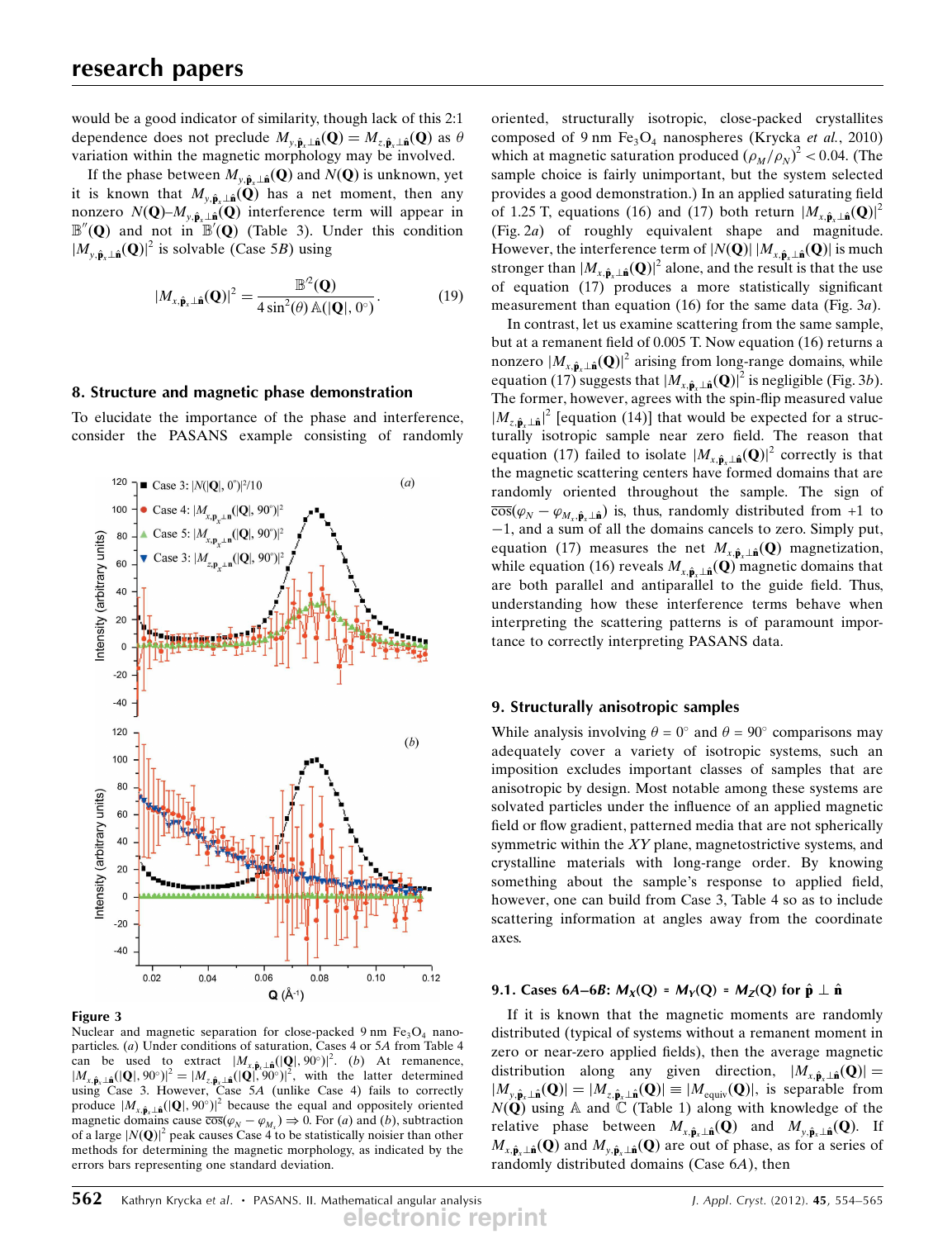would be a good indicator of similarity, though lack of this 2:1 dependence does not preclude $M_{y,\hat{\mathbf{p}}_x\perp\hat{\mathbf{n}}}(\mathbf{Q}) = M_{z,\hat{\mathbf{p}}_x\perp\hat{\mathbf{n}}}(\mathbf{Q})$ as $\theta$ variation within the magnetic morphology may be involved.

If the phase between $M_{y,\hat{\mathbf{p}}_x\perp\hat{\mathbf{n}}}(\mathbf{Q})$ and $N(\mathbf{Q})$ is unknown, yet it is known that $M_{y,\hat{\mathbf{p}}_x\perp\hat{\mathbf{n}}}(\mathbf{Q})$ has a net moment, then any nonzero $N(\mathbf{Q})$–$M_{y,\hat{\mathbf{p}}_x\perp\hat{\mathbf{n}}}(\mathbf{Q})$ interference term will appear in $\mathbb{B}''(\mathbf{Q})$ and not in $\mathbb{B}'(\mathbf{Q})$ (Table 3). Under this condition $|M_{y,\hat{\mathbf{p}}_x\perp\hat{\mathbf{n}}}(\mathbf{Q})|^2$ is solvable (Case 5*B*) using

$$|M_{x,\hat{\mathbf{p}}_x\perp\hat{\mathbf{n}}}(\mathbf{Q})|^2 = \frac{\mathbb{B}''^2(\mathbf{Q})}{4\sin^2(\theta)\,\mathbb{A}(|\mathbf{Q}|, 0^\circ)}. \quad (19)$$

## 8. Structure and magnetic phase demonstration

To elucidate the importance of the phase and interference, consider the PASANS example consisting of randomly oriented, structurally isotropic, close-packed crystallites composed of 9 nm $Fe_3O_4$ nanospheres (Krycka *et al.*, 2010) which at magnetic saturation produced $(\rho_M/\rho_N)^2 < 0.04$. (The sample choice is fairly unimportant, but the system selected provides a good demonstration.) In an applied saturating field of 1.25 T, equations (16) and (17) both return $|M_{x,\hat{\mathbf{p}}_x\perp\hat{\mathbf{n}}}(\mathbf{Q})|^2$ (Fig. 2*a*) of roughly equivalent shape and magnitude. However, the interference term of $|N(\mathbf{Q})|\,|M_{x,\hat{\mathbf{p}}_x\perp\hat{\mathbf{n}}}(\mathbf{Q})|$ is much stronger than $|M_{x,\hat{\mathbf{p}}_x\perp\hat{\mathbf{n}}}(\mathbf{Q})|^2$ alone, and the result is that the use of equation (17) produces a more statistically significant measurement than equation (16) for the same data (Fig. 3*a*).

In contrast, let us examine scattering from the same sample, but at a remanent field of 0.005 T. Now equation (16) returns a nonzero $|M_{x,\hat{\mathbf{p}}_x\perp\hat{\mathbf{n}}}(\mathbf{Q})|^2$ arising from long-range domains, while equation (17) suggests that $|M_{x,\hat{\mathbf{p}}_x\perp\hat{\mathbf{n}}}(\mathbf{Q})|^2$ is negligible (Fig. 3*b*). The former, however, agrees with the spin-flip measured value $|M_{z,\hat{\mathbf{p}}_x\perp\hat{\mathbf{n}}}|^2$ [equation (14)] that would be expected for a structurally isotropic sample near zero field. The reason that equation (17) failed to isolate $|M_{x,\hat{\mathbf{p}}_x\perp\hat{\mathbf{n}}}(\mathbf{Q})|^2$ correctly is that the magnetic scattering centers have formed domains that are randomly oriented throughout the sample. The sign of $\overline{\cos}(\varphi_N - \varphi_{M_x,\hat{\mathbf{p}}_x\perp\hat{\mathbf{n}}})$ is, thus, randomly distributed from +1 to −1, and a sum of all the domains cancels to zero. Simply put, equation (17) measures the net $M_{x,\hat{\mathbf{p}}_x\perp\hat{\mathbf{n}}}(\mathbf{Q})$ magnetization, while equation (16) reveals $M_{x,\hat{\mathbf{p}}_x\perp\hat{\mathbf{n}}}(\mathbf{Q})$ magnetic domains that are both parallel and antiparallel to the guide field. Thus, understanding how these interference terms behave when interpreting the scattering patterns is of paramount importance to correctly interpreting PASANS data.

Figure 3
Nuclear and magnetic separation for close-packed 9 nm $Fe_3O_4$ nanoparticles. (*a*) Under conditions of saturation, Cases 4 or 5*A* from Table 4 can be used to extract $|M_{x,\hat{\mathbf{p}}_x\perp\hat{\mathbf{n}}}(|\mathbf{Q}|, 90^\circ)|^2$. (*b*) At remanence, $|M_{x,\hat{\mathbf{p}}_x\perp\hat{\mathbf{n}}}(|\mathbf{Q}|, 90^\circ)|^2 = |M_{z,\hat{\mathbf{p}}_x\perp\hat{\mathbf{n}}}(|\mathbf{Q}|, 90^\circ)|^2$, with the latter determined using Case 3. However, Case 5*A* (unlike Case 4) fails to correctly produce $|M_{x,\hat{\mathbf{p}}_x\perp\hat{\mathbf{n}}}(|\mathbf{Q}|, 90^\circ)|^2$ because the equal and oppositely oriented magnetic domains cause $\overline{\cos}(\varphi_N - \varphi_{M_x}) \Rightarrow 0$. For (*a*) and (*b*), subtraction of a large $|N(\mathbf{Q})|^2$ peak causes Case 4 to be statistically noisier than other methods for determining the magnetic morphology, as indicated by the errors bars representing one standard deviation.

## 9. Structurally anisotropic samples

While analysis involving $\theta = 0^\circ$ and $\theta = 90^\circ$ comparisons may adequately cover a variety of isotropic systems, such an imposition excludes important classes of samples that are anisotropic by design. Most notable among these systems are solvated particles under the influence of an applied magnetic field or flow gradient, patterned media that are not spherically symmetric within the *XY* plane, magnetostrictive systems, and crystalline materials with long-range order. By knowing something about the sample's response to applied field, however, one can build from Case 3, Table 4 so as to include scattering information at angles away from the coordinate axes.

### 9.1. Cases 6*A*–6*B*: $M_X(Q) = M_Y(Q) = M_Z(Q)$ for $\hat{\mathbf{p}} \perp \hat{\mathbf{n}}$

If it is known that the magnetic moments are randomly distributed (typical of systems without a remanent moment in zero or near-zero applied fields), then the average magnetic distribution along any given direction, $|M_{x,\hat{\mathbf{p}}_x\perp\hat{\mathbf{n}}}(\mathbf{Q})| = |M_{y,\hat{\mathbf{p}}_x\perp\hat{\mathbf{n}}}(\mathbf{Q})| = |M_{z,\hat{\mathbf{p}}_x\perp\hat{\mathbf{n}}}(\mathbf{Q})| \equiv |M_{\text{equiv}}(\mathbf{Q})|$, is separable from $N(\mathbf{Q})$ using $\mathbb{A}$ and $\mathbb{C}$ (Table 1) along with knowledge of the relative phase between $M_{x,\hat{\mathbf{p}}_x\perp\hat{\mathbf{n}}}(\mathbf{Q})$ and $M_{y,\hat{\mathbf{p}}_x\perp\hat{\mathbf{n}}}(\mathbf{Q})$. If $M_{x,\hat{\mathbf{p}}_x\perp\hat{\mathbf{n}}}(\mathbf{Q})$ and $M_{y,\hat{\mathbf{p}}_x\perp\hat{\mathbf{n}}}(\mathbf{Q})$ are out of phase, as for a series of randomly distributed domains (Case 6*A*), then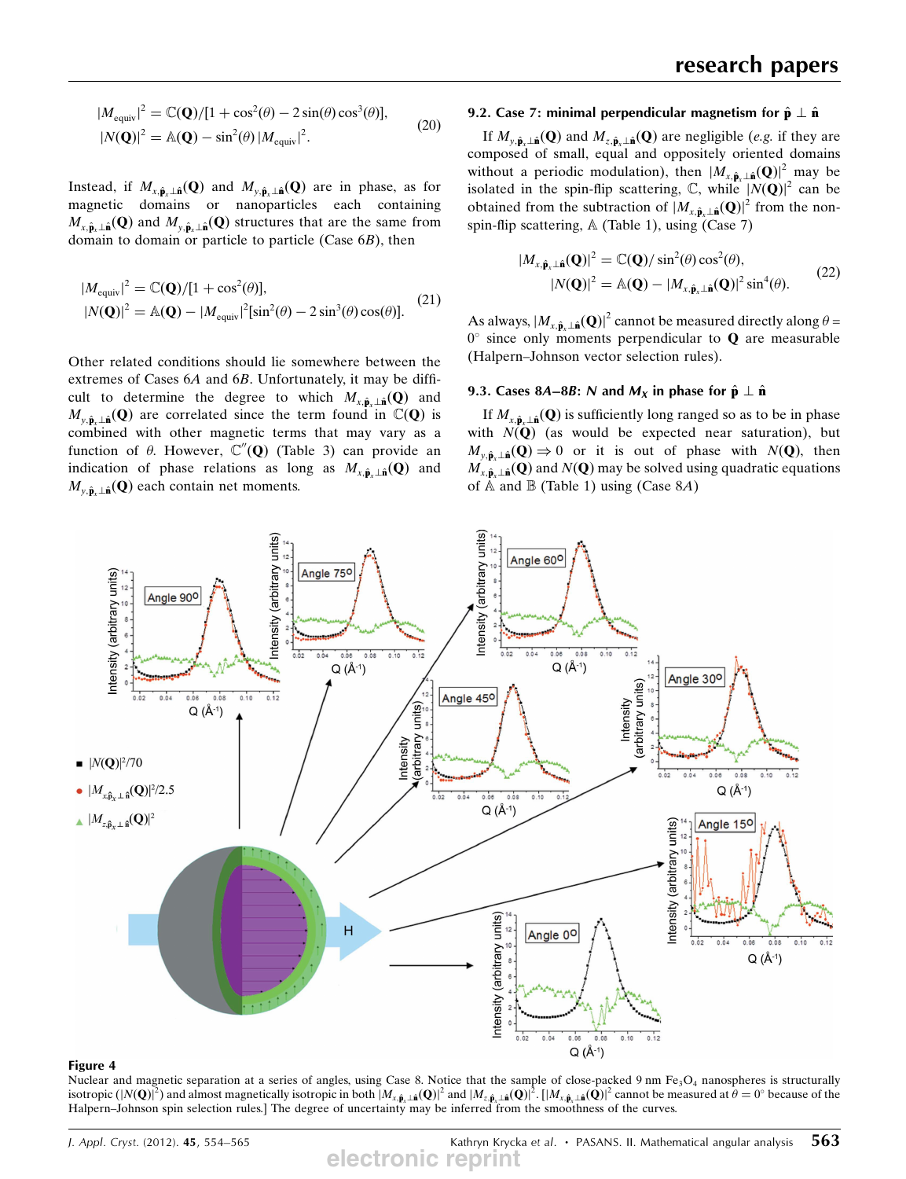$$|M_{\rm equiv}|^2 = \mathbb{C}(\mathbf{Q})/[1+\cos^2(\theta) - 2\sin(\theta)\cos^3(\theta)],$$
$$|N(\mathbf{Q})|^2 = \mathbb{A}(\mathbf{Q}) - \sin^2(\theta)\,|M_{\rm equiv}|^2. \tag{20}$$

Instead, if $M_{x,\hat{\mathbf{p}}_x\perp\hat{\mathbf{n}}}(\mathbf{Q})$ and $M_{y,\hat{\mathbf{p}}_x\perp\hat{\mathbf{n}}}(\mathbf{Q})$ are in phase, as for magnetic domains or nanoparticles containing $M_{x,\hat{\mathbf{p}}_x\perp\hat{\mathbf{n}}}(\mathbf{Q})$ and $M_{y,\hat{\mathbf{p}}_x\perp\hat{\mathbf{n}}}(\mathbf{Q})$ structures that are the same from domain to domain or particle to particle (Case 6*B*), then

$$|M_{\rm equiv}|^2 = \mathbb{C}(\mathbf{Q})/[1+\cos^2(\theta)],$$
$$|N(\mathbf{Q})|^2 = \mathbb{A}(\mathbf{Q}) - |M_{\rm equiv}|^2[\sin^2(\theta) - 2\sin^3(\theta)\cos(\theta)]. \tag{21}$$

Other related conditions should lie somewhere between the extremes of Cases 6*A* and 6*B*. Unfortunately, it may be difficult to determine the degree to which $M_{x,\hat{\mathbf{p}}_x\perp\hat{\mathbf{n}}}(\mathbf{Q})$ and $M_{y,\hat{\mathbf{p}}_x\perp\hat{\mathbf{n}}}(\mathbf{Q})$ are correlated since the term found in $\mathbb{C}(\mathbf{Q})$ is combined with other magnetic terms that may vary as a function of $\theta$. However, $\mathbb{C}''(\mathbf{Q})$ (Table 3) can provide an indication of phase relations as long as $M_{x,\hat{\mathbf{p}}_x\perp\hat{\mathbf{n}}}(\mathbf{Q})$ and $M_{y,\hat{\mathbf{p}}_x\perp\hat{\mathbf{n}}}(\mathbf{Q})$ each contain net moments.

### 9.2. Case 7: minimal perpendicular magnetism for $\hat{\mathbf{p}} \perp \hat{\mathbf{n}}$

If $M_{y,\hat{\mathbf{p}}_x\perp\hat{\mathbf{n}}}(\mathbf{Q})$ and $M_{z,\hat{\mathbf{p}}_x\perp\hat{\mathbf{n}}}(\mathbf{Q})$ are negligible (*e.g.* if they are composed of small, equal and oppositely oriented domains without a periodic modulation), then $|M_{x,\hat{\mathbf{p}}_x\perp\hat{\mathbf{n}}}(\mathbf{Q})|^2$ may be isolated in the spin-flip scattering, $\mathbb{C}$, while $|N(\mathbf{Q})|^2$ can be obtained from the subtraction of $|M_{x,\hat{\mathbf{p}}_x\perp\hat{\mathbf{n}}}(\mathbf{Q})|^2$ from the non-spin-flip scattering, $\mathbb{A}$ (Table 1), using (Case 7)

$$|M_{x,\hat{\mathbf{p}}_x\perp\hat{\mathbf{n}}}(\mathbf{Q})|^2 = \mathbb{C}(\mathbf{Q})/\sin^2(\theta)\cos^2(\theta),$$
$$|N(\mathbf{Q})|^2 = \mathbb{A}(\mathbf{Q}) - |M_{x,\hat{\mathbf{p}}_x\perp\hat{\mathbf{n}}}(\mathbf{Q})|^2\sin^4(\theta). \tag{22}$$

As always, $|M_{x,\hat{\mathbf{p}}_x\perp\hat{\mathbf{n}}}(\mathbf{Q})|^2$ cannot be measured directly along $\theta = 0^\circ$ since only moments perpendicular to $\mathbf{Q}$ are measurable (Halpern–Johnson vector selection rules).

### 9.3. Cases 8*A*–8*B*: $N$ and $M_X$ in phase for $\hat{\mathbf{p}} \perp \hat{\mathbf{n}}$

If $M_{x,\hat{\mathbf{p}}_x\perp\hat{\mathbf{n}}}(\mathbf{Q})$ is sufficiently long ranged so as to be in phase with $N(\mathbf{Q})$ (as would be expected near saturation), but $M_{y,\hat{\mathbf{p}}_x\perp\hat{\mathbf{n}}}(\mathbf{Q}) \Rightarrow 0$ or it is out of phase with $N(\mathbf{Q})$, then $M_{x,\hat{\mathbf{p}}_x\perp\hat{\mathbf{n}}}(\mathbf{Q})$ and $N(\mathbf{Q})$ may be solved using quadratic equations of $\mathbb{A}$ and $\mathbb{B}$ (Table 1) using (Case 8*A*)

**Figure 4**
Nuclear and magnetic separation at a series of angles, using Case 8. Notice that the sample of close-packed 9 nm $Fe_3O_4$ nanospheres is structurally isotropic ($|N(\mathbf{Q})|^2$) and almost magnetically isotropic in both $|M_{x,\hat{\mathbf{p}}_x\perp\hat{\mathbf{n}}}(\mathbf{Q})|^2$ and $|M_{z,\hat{\mathbf{p}}_x\perp\hat{\mathbf{n}}}(\mathbf{Q})|^2$. [$|M_{x,\hat{\mathbf{p}}_x\perp\hat{\mathbf{n}}}(\mathbf{Q})|^2$ cannot be measured at $\theta = 0^\circ$ because of the Halpern–Johnson spin selection rules.] The degree of uncertainty may be inferred from the smoothness of the curves.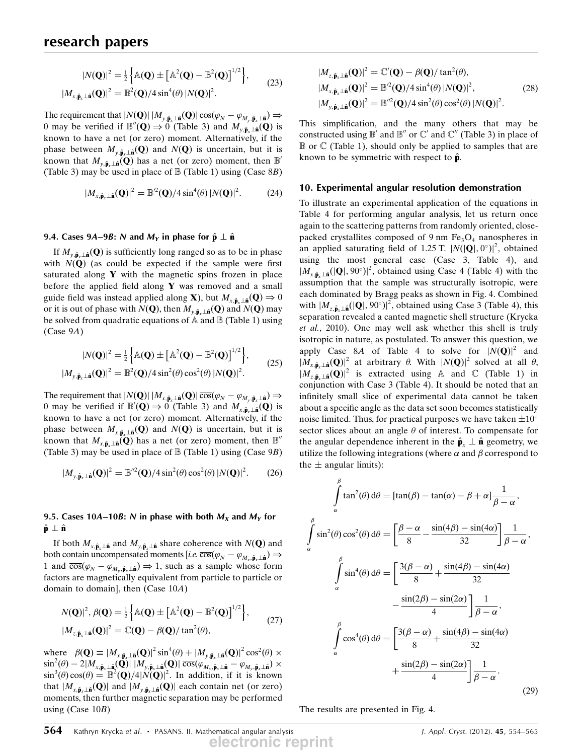$$|N(\mathbf{Q})|^2 = \tfrac{1}{2}\Big\{\mathbb{A}(\mathbf{Q}) \pm \big[\mathbb{A}^2(\mathbf{Q}) - \mathbb{B}^2(\mathbf{Q})\big]^{1/2}\Big\},$$
$$|M_{x,\hat{\mathbf{p}}_x\perp\hat{\mathbf{n}}}(\mathbf{Q})|^2 = \mathbb{B}^2(\mathbf{Q})/4\sin^4(\theta)\,|N(\mathbf{Q})|^2. \tag{23}$$

The requirement that $|N(\mathbf{Q})|\,|M_{y,\hat{\mathbf{p}}_x\perp\hat{\mathbf{n}}}(\mathbf{Q})|\,\overline{\cos}(\varphi_N - \varphi_{M_{y,\hat{\mathbf{p}}_x\perp\hat{\mathbf{n}}}}) \Rightarrow 0$ may be verified if $\mathbb{B}''(\mathbf{Q}) \Rightarrow 0$ (Table 3) and $M_{y,\hat{\mathbf{p}}_x\perp\hat{\mathbf{n}}}(\mathbf{Q})$ is known to have a net (or zero) moment. Alternatively, if the phase between $M_{y,\hat{\mathbf{p}}_x\perp\hat{\mathbf{n}}}(\mathbf{Q})$ and $N(\mathbf{Q})$ is uncertain, but it is known that $M_{y,\hat{\mathbf{p}}_x\perp\hat{\mathbf{n}}}(\mathbf{Q})$ has a net (or zero) moment, then $\mathbb{B}'$ (Table 3) may be used in place of $\mathbb{B}$ (Table 1) using (Case 8*B*)

$$|M_{x,\hat{\mathbf{p}}_x\perp\hat{\mathbf{n}}}(\mathbf{Q})|^2 = \mathbb{B}'^2(\mathbf{Q})/4\sin^4(\theta)\,|N(\mathbf{Q})|^2. \tag{24}$$

### 9.4. Cases 9*A*–9*B*: *N* and $M_Y$ in phase for $\hat{\mathbf{p}} \perp \hat{\mathbf{n}}$

If $M_{y,\hat{\mathbf{p}}_x\perp\hat{\mathbf{n}}}(\mathbf{Q})$ is sufficiently long ranged so as to be in phase with $N(\mathbf{Q})$ (as could be expected if the sample were first saturated along **Y** with the magnetic spins frozen in place before the applied field along **Y** was removed and a small guide field was instead applied along **X**), but $M_{x,\hat{\mathbf{p}}_x\perp\hat{\mathbf{n}}}(\mathbf{Q}) \Rightarrow 0$ or it is out of phase with $N(\mathbf{Q})$, then $M_{y,\hat{\mathbf{p}}_x\perp\hat{\mathbf{n}}}(\mathbf{Q})$ and $N(\mathbf{Q})$ may be solved from quadratic equations of $\mathbb{A}$ and $\mathbb{B}$ (Table 1) using (Case 9*A*)

$$|N(\mathbf{Q})|^2 = \tfrac{1}{2}\Big\{\mathbb{A}(\mathbf{Q}) \pm \big[\mathbb{A}^2(\mathbf{Q}) - \mathbb{B}^2(\mathbf{Q})\big]^{1/2}\Big\},$$
$$|M_{y,\hat{\mathbf{p}}_x\perp\hat{\mathbf{n}}}(\mathbf{Q})|^2 = \mathbb{B}^2(\mathbf{Q})/4\sin^2(\theta)\cos^2(\theta)\,|N(\mathbf{Q})|^2. \tag{25}$$

The requirement that $|N(\mathbf{Q})|\,|M_{x,\hat{\mathbf{p}}_x\perp\hat{\mathbf{n}}}(\mathbf{Q})|\,\overline{\cos}(\varphi_N - \varphi_{M_{y,\hat{\mathbf{p}}_x\perp\hat{\mathbf{n}}}}) \Rightarrow 0$ may be verified if $\mathbb{B}'(\mathbf{Q}) \Rightarrow 0$ (Table 3) and $M_{x,\hat{\mathbf{p}}_x\perp\hat{\mathbf{n}}}(\mathbf{Q})$ is known to have a net (or zero) moment. Alternatively, if the phase between $M_{x,\hat{\mathbf{p}}_x\perp\hat{\mathbf{n}}}(\mathbf{Q})$ and $N(\mathbf{Q})$ is uncertain, but it is known that $M_{x,\hat{\mathbf{p}}_x\perp\hat{\mathbf{n}}}(\mathbf{Q})$ has a net (or zero) moment, then $\mathbb{B}''$ (Table 3) may be used in place of $\mathbb{B}$ (Table 1) using (Case 9*B*)

$$|M_{y,\hat{\mathbf{p}}_x\perp\hat{\mathbf{n}}}(\mathbf{Q})|^2 = \mathbb{B}''^2(\mathbf{Q})/4\sin^2(\theta)\cos^2(\theta)\,|N(\mathbf{Q})|^2. \tag{26}$$

### 9.5. Cases 10*A*–10*B*: *N* in phase with both $M_X$ and $M_Y$ for $\hat{\mathbf{p}} \perp \hat{\mathbf{n}}$

If both $M_{x,\hat{\mathbf{p}}_x\perp\hat{\mathbf{n}}}$ and $M_{y,\hat{\mathbf{p}}_x\perp\hat{\mathbf{n}}}$ share coherence with $N(\mathbf{Q})$ and both contain uncompensated moments [*i.e.* $\overline{\cos}(\varphi_N - \varphi_{M_{x,\hat{\mathbf{p}}_x\perp\hat{\mathbf{n}}}}) \Rightarrow 1$ and $\overline{\cos}(\varphi_N - \varphi_{M_{y,\hat{\mathbf{p}}_x\perp\hat{\mathbf{n}}}}) \Rightarrow 1$, such as a sample whose form factors are magnetically equivalent from particle to particle or domain to domain], then (Case 10*A*)

$$N(\mathbf{Q})|^2,\ \beta(\mathbf{Q}) = \tfrac{1}{2}\Big\{\mathbb{A}(\mathbf{Q}) \pm \big[\mathbb{A}^2(\mathbf{Q}) - \mathbb{B}^2(\mathbf{Q})\big]^{1/2}\Big\},$$
$$|M_{z,\hat{\mathbf{p}}_x\perp\hat{\mathbf{n}}}(\mathbf{Q})|^2 = \mathbb{C}(\mathbf{Q}) - \beta(\mathbf{Q})/\tan^2(\theta), \tag{27}$$

where $\beta(\mathbf{Q}) \equiv |M_{x,\hat{\mathbf{p}}_x\perp\hat{\mathbf{n}}}(\mathbf{Q})|^2\sin^4(\theta) + |M_{y,\hat{\mathbf{p}}_x\perp\hat{\mathbf{n}}}(\mathbf{Q})|^2\cos^2(\theta)\times\sin^2(\theta) - 2|M_{x,\hat{\mathbf{p}}_x\perp\hat{\mathbf{n}}}(\mathbf{Q})|\,|M_{y,\hat{\mathbf{p}}_x\perp\hat{\mathbf{n}}}(\mathbf{Q})|\,\overline{\cos}(\varphi_{M_{x,\hat{\mathbf{p}}_x\perp\hat{\mathbf{n}}}} - \varphi_{M_{y,\hat{\mathbf{p}}_x\perp\hat{\mathbf{n}}}})\times\sin^3(\theta)\cos(\theta) = \mathbb{B}^2(\mathbf{Q})/4|N(\mathbf{Q})|^2$. In addition, if it is known that $|M_{x,\hat{\mathbf{p}}_x\perp\hat{\mathbf{n}}}(\mathbf{Q})|$ and $|M_{y,\hat{\mathbf{p}}_x\perp\hat{\mathbf{n}}}(\mathbf{Q})|$ each contain net (or zero) moments, then further magnetic separation may be performed using (Case 10*B*)

$$|M_{z,\hat{\mathbf{p}}_x\perp\hat{\mathbf{n}}}(\mathbf{Q})|^2 = \mathbb{C}'(\mathbf{Q}) - \beta(\mathbf{Q})/\tan^2(\theta),$$
$$|M_{x,\hat{\mathbf{p}}_x\perp\hat{\mathbf{n}}}(\mathbf{Q})|^2 = \mathbb{B}'^2(\mathbf{Q})/4\sin^4(\theta)\,|N(\mathbf{Q})|^2, \tag{28}$$
$$|M_{y,\hat{\mathbf{p}}_x\perp\hat{\mathbf{n}}}(\mathbf{Q})|^2 = \mathbb{B}''^2(\mathbf{Q})/4\sin^2(\theta)\cos^2(\theta)\,|N(\mathbf{Q})|^2.$$

This simplification, and the many others that may be constructed using $\mathbb{B}'$ and $\mathbb{B}''$ or $\mathbb{C}'$ and $\mathbb{C}''$ (Table 3) in place of $\mathbb{B}$ or $\mathbb{C}$ (Table 1), should only be applied to samples that are known to be symmetric with respect to $\hat{\mathbf{p}}$.

## 10. Experimental angular resolution demonstration

To illustrate an experimental application of the equations in Table 4 for performing angular analysis, let us return once again to the scattering patterns from randomly oriented, close-packed crystallites composed of 9 nm $Fe_3O_4$ nanospheres in an applied saturating field of 1.25 T. $|N(|\mathbf{Q}|, 0^\circ)|^2$, obtained using the most general case (Case 3, Table 4), and $|M_{x,\hat{\mathbf{p}}_x\perp\hat{\mathbf{n}}}(|\mathbf{Q}|, 90^\circ)|^2$, obtained using Case 4 (Table 4) with the assumption that the sample was structurally isotropic, were each dominated by Bragg peaks as shown in Fig. 4. Combined with $|M_{z,\hat{\mathbf{p}}_x\perp\hat{\mathbf{n}}}(|\mathbf{Q}|, 90^\circ)|^2$, obtained using Case 3 (Table 4), this separation revealed a canted magnetic shell structure (Krycka *et al.*, 2010). One may well ask whether this shell is truly isotropic in nature, as postulated. To answer this question, we apply Case 8*A* of Table 4 to solve for $|N(\mathbf{Q})|^2$ and $|M_{x,\hat{\mathbf{p}}_x\perp\hat{\mathbf{n}}}(\mathbf{Q})|^2$ at arbitrary $\theta$. With $|N(\mathbf{Q})|^2$ solved at all $\theta$, $|M_{z,\hat{\mathbf{p}}_x\perp\hat{\mathbf{n}}}(\mathbf{Q})|^2$ is extracted using $\mathbb{A}$ and $\mathbb{C}$ (Table 1) in conjunction with Case 3 (Table 4). It should be noted that an infinitely small slice of experimental data cannot be taken about a specific angle as the data set soon becomes statistically noise limited. Thus, for practical purposes we have taken $\pm 10^\circ$ sector slices about an angle $\theta$ of interest. To compensate for the angular dependence inherent in the $\hat{\mathbf{p}}_x \perp \hat{\mathbf{n}}$ geometry, we utilize the following integrations (where $\alpha$ and $\beta$ correspond to the $\pm$ angular limits):

$$\int_\alpha^\beta \tan^2(\theta)\,\mathrm{d}\theta = [\tan(\beta) - \tan(\alpha) - \beta + \alpha]\frac{1}{\beta - \alpha},$$
$$\int_\alpha^\beta \sin^2(\theta)\cos^2(\theta)\,\mathrm{d}\theta = \left[\frac{\beta - \alpha}{8} - \frac{\sin(4\beta) - \sin(4\alpha)}{32}\right]\frac{1}{\beta - \alpha},$$
$$\int_\alpha^\beta \sin^4(\theta)\,\mathrm{d}\theta = \left[\frac{3(\beta - \alpha)}{8} + \frac{\sin(4\beta) - \sin(4\alpha)}{32} - \frac{\sin(2\beta) - \sin(2\alpha)}{4}\right]\frac{1}{\beta - \alpha},$$
$$\int_\alpha^\beta \cos^4(\theta)\,\mathrm{d}\theta = \left[\frac{3(\beta - \alpha)}{8} + \frac{\sin(4\beta) - \sin(4\alpha)}{32} + \frac{\sin(2\beta) - \sin(2\alpha)}{4}\right]\frac{1}{\beta - \alpha}. \tag{29}$$

The results are presented in Fig. 4.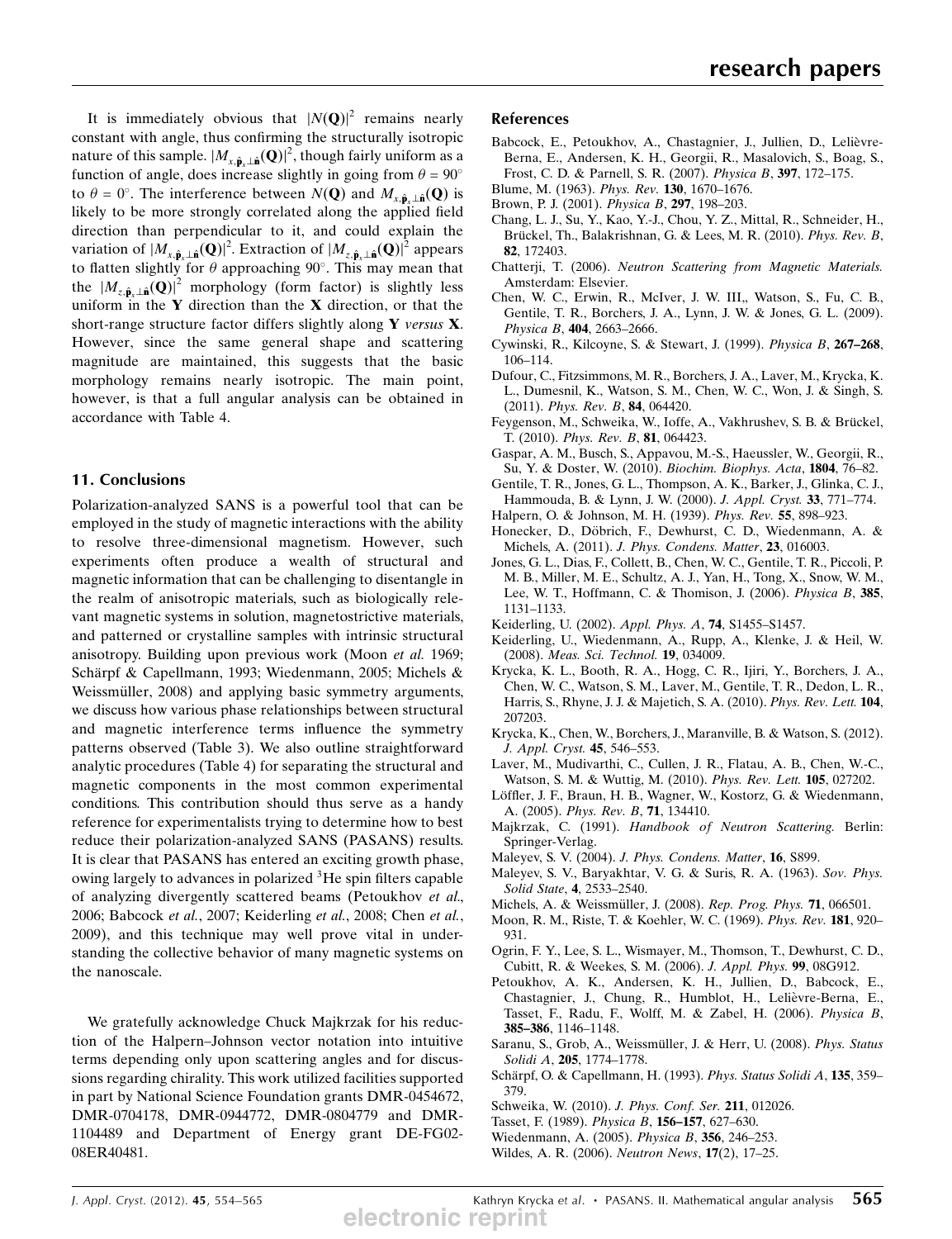It is immediately obvious that $|N(\mathbf{Q})|^2$ remains nearly constant with angle, thus confirming the structurally isotropic nature of this sample. $|M_{x,\hat{\mathbf{p}}_x\perp\hat{\mathbf{n}}}(\mathbf{Q})|^2$, though fairly uniform as a function of angle, does increase slightly in going from $\theta = 90^\circ$ to $\theta = 0^\circ$. The interference between $N(\mathbf{Q})$ and $M_{x,\hat{\mathbf{p}}_x\perp\hat{\mathbf{n}}}(\mathbf{Q})$ is likely to be more strongly correlated along the applied field direction than perpendicular to it, and could explain the variation of $|M_{x,\hat{\mathbf{p}}_x\perp\hat{\mathbf{n}}}(\mathbf{Q})|^2$. Extraction of $|M_{z,\hat{\mathbf{p}}_x\perp\hat{\mathbf{n}}}(\mathbf{Q})|^2$ appears to flatten slightly for $\theta$ approaching 90°. This may mean that the $|M_{z,\hat{\mathbf{p}}_x\perp\hat{\mathbf{n}}}(\mathbf{Q})|^2$ morphology (form factor) is slightly less uniform in the **Y** direction than the **X** direction, or that the short-range structure factor differs slightly along **Y** *versus* **X**. However, since the same general shape and scattering magnitude are maintained, this suggests that the basic morphology remains nearly isotropic. The main point, however, is that a full angular analysis can be obtained in accordance with Table 4.

## 11. Conclusions

Polarization-analyzed SANS is a powerful tool that can be employed in the study of magnetic interactions with the ability to resolve three-dimensional magnetism. However, such experiments often produce a wealth of structural and magnetic information that can be challenging to disentangle in the realm of anisotropic materials, such as biologically relevant magnetic systems in solution, magnetostrictive materials, and patterned or crystalline samples with intrinsic structural anisotropy. Building upon previous work (Moon *et al.* 1969; Schärpf & Capellmann, 1993; Wiedenmann, 2005; Michels & Weissmüller, 2008) and applying basic symmetry arguments, we discuss how various phase relationships between structural and magnetic interference terms influence the symmetry patterns observed (Table 3). We also outline straightforward analytic procedures (Table 4) for separating the structural and magnetic components in the most common experimental conditions. This contribution should thus serve as a handy reference for experimentalists trying to determine how to best reduce their polarization-analyzed SANS (PASANS) results. It is clear that PASANS has entered an exciting growth phase, owing largely to advances in polarized $^3$He spin filters capable of analyzing divergently scattered beams (Petoukhov *et al.*, 2006; Babcock *et al.*, 2007; Keiderling *et al.*, 2008; Chen *et al.*, 2009), and this technique may well prove vital in understanding the collective behavior of many magnetic systems on the nanoscale.

We gratefully acknowledge Chuck Majkrzak for his reduction of the Halpern–Johnson vector notation into intuitive terms depending only upon scattering angles and for discussions regarding chirality. This work utilized facilities supported in part by National Science Foundation grants DMR-0454672, DMR-0704178, DMR-0944772, DMR-0804779 and DMR-1104489 and Department of Energy grant DE-FG02-08ER40481.

## References

Babcock, E., Petoukhov, A., Chastagnier, J., Jullien, D., Lelièvre-Berna, E., Andersen, K. H., Georgii, R., Masalovich, S., Boag, S., Frost, C. D. & Parnell, S. R. (2007). *Physica B*, **397**, 172–175.

Blume, M. (1963). *Phys. Rev.* **130**, 1670–1676.

Brown, P. J. (2001). *Physica B*, **297**, 198–203.

Chang, L. J., Su, Y., Kao, Y.-J., Chou, Y. Z., Mittal, R., Schneider, H., Brückel, Th., Balakrishnan, G. & Lees, M. R. (2010). *Phys. Rev. B*, **82**, 172403.

Chatterji, T. (2006). *Neutron Scattering from Magnetic Materials.* Amsterdam: Elsevier.

Chen, W. C., Erwin, R., McIver, J. W. III,, Watson, S., Fu, C. B., Gentile, T. R., Borchers, J. A., Lynn, J. W. & Jones, G. L. (2009). *Physica B*, **404**, 2663–2666.

Cywinski, R., Kilcoyne, S. & Stewart, J. (1999). *Physica B*, **267–268**, 106–114.

Dufour, C., Fitzsimmons, M. R., Borchers, J. A., Laver, M., Krycka, K. L., Dumesnil, K., Watson, S. M., Chen, W. C., Won, J. & Singh, S. (2011). *Phys. Rev. B*, **84**, 064420.

Feygenson, M., Schweika, W., Ioffe, A., Vakhrushev, S. B. & Brückel, T. (2010). *Phys. Rev. B*, **81**, 064423.

Gaspar, A. M., Busch, S., Appavou, M.-S., Haeussler, W., Georgii, R., Su, Y. & Doster, W. (2010). *Biochim. Biophys. Acta*, **1804**, 76–82.

Gentile, T. R., Jones, G. L., Thompson, A. K., Barker, J., Glinka, C. J., Hammouda, B. & Lynn, J. W. (2000). *J. Appl. Cryst.* **33**, 771–774.

Halpern, O. & Johnson, M. H. (1939). *Phys. Rev.* **55**, 898–923.

Honecker, D., Döbrich, F., Dewhurst, C. D., Wiedenmann, A. & Michels, A. (2011). *J. Phys. Condens. Matter*, **23**, 016003.

Jones, G. L., Dias, F., Collett, B., Chen, W. C., Gentile, T. R., Piccoli, P. M. B., Miller, M. E., Schultz, A. J., Yan, H., Tong, X., Snow, W. M., Lee, W. T., Hoffmann, C. & Thomison, J. (2006). *Physica B*, **385**, 1131–1133.

Keiderling, U. (2002). *Appl. Phys. A*, **74**, S1455–S1457.

Keiderling, U., Wiedenmann, A., Rupp, A., Klenke, J. & Heil, W. (2008). *Meas. Sci. Technol.* **19**, 034009.

Krycka, K. L., Booth, R. A., Hogg, C. R., Ijiri, Y., Borchers, J. A., Chen, W. C., Watson, S. M., Laver, M., Gentile, T. R., Dedon, L. R., Harris, S., Rhyne, J. J. & Majetich, S. A. (2010). *Phys. Rev. Lett.* **104**, 207203.

Krycka, K., Chen, W., Borchers, J., Maranville, B. & Watson, S. (2012). *J. Appl. Cryst.* **45**, 546–553.

Laver, M., Mudivarthi, C., Cullen, J. R., Flatau, A. B., Chen, W.-C., Watson, S. M. & Wuttig, M. (2010). *Phys. Rev. Lett.* **105**, 027202.

Löffler, J. F., Braun, H. B., Wagner, W., Kostorz, G. & Wiedenmann, A. (2005). *Phys. Rev. B*, **71**, 134410.

Majkrzak, C. (1991). *Handbook of Neutron Scattering.* Berlin: Springer-Verlag.

Maleyev, S. V. (2004). *J. Phys. Condens. Matter*, **16**, S899.

Maleyev, S. V., Baryakhtar, V. G. & Suris, R. A. (1963). *Sov. Phys. Solid State*, **4**, 2533–2540.

Michels, A. & Weissmüller, J. (2008). *Rep. Prog. Phys.* **71**, 066501.

Moon, R. M., Riste, T. & Koehler, W. C. (1969). *Phys. Rev.* **181**, 920–931.

Ogrin, F. Y., Lee, S. L., Wismayer, M., Thomson, T., Dewhurst, C. D., Cubitt, R. & Weekes, S. M. (2006). *J. Appl. Phys.* **99**, 08G912.

Petoukhov, A. K., Andersen, K. H., Jullien, D., Babcock, E., Chastagnier, J., Chung, R., Humblot, H., Lelièvre-Berna, E., Tasset, F., Radu, F., Wolff, M. & Zabel, H. (2006). *Physica B*, **385–386**, 1146–1148.

Saranu, S., Grob, A., Weissmüller, J. & Herr, U. (2008). *Phys. Status Solidi A*, **205**, 1774–1778.

Schärpf, O. & Capellmann, H. (1993). *Phys. Status Solidi A*, **135**, 359–379.

Schweika, W. (2010). *J. Phys. Conf. Ser.* **211**, 012026.

Tasset, F. (1989). *Physica B*, **156–157**, 627–630.

Wiedenmann, A. (2005). *Physica B*, **356**, 246–253.

Wildes, A. R. (2006). *Neutron News*, **17**(2), 17–25.